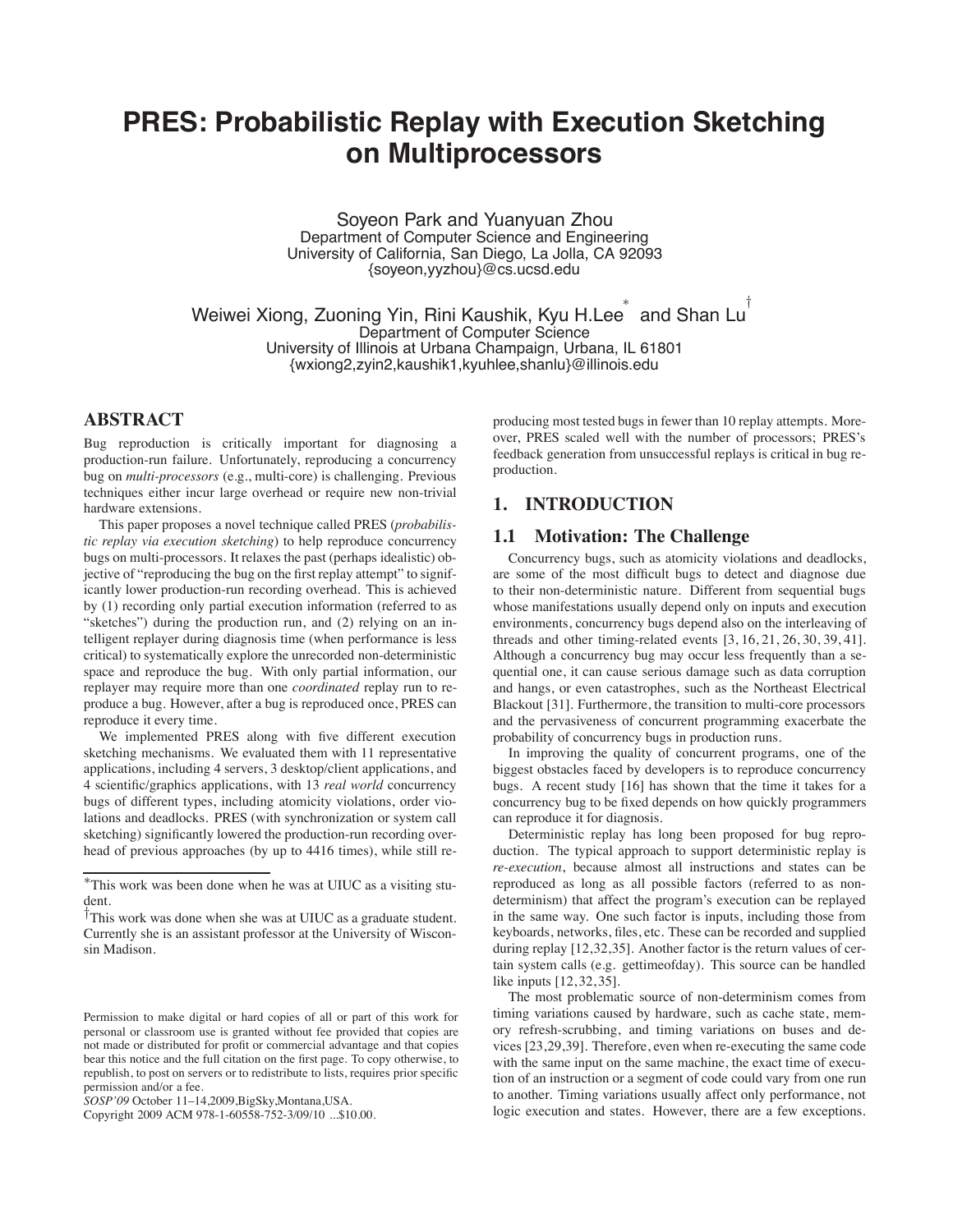# PRES: Probabilistic Replay with Execution Sketching on Multiprocessors

Soyeon Park and Yuanyuan Zhou
Department of Computer Science and Engineering
University of California, San Diego, La Jolla, CA 92093
{soyeon,yyzhou}@cs.ucsd.edu

Weiwei Xiong, Zuoning Yin, Rini Kaushik, Kyu H.Lee[*] and Shan Lu[†]
Department of Computer Science
University of Illinois at Urbana Champaign, Urbana, IL 61801
{wxiong2,zyin2,kaushik1,kyuhlee,shanlu}@illinois.edu

## ABSTRACT

Bug reproduction is critically important for diagnosing a production-run failure. Unfortunately, reproducing a concurrency bug on *multi-processors* (e.g., multi-core) is challenging. Previous techniques either incur large overhead or require new non-trivial hardware extensions.

This paper proposes a novel technique called PRES (*probabilistic replay via execution sketching*) to help reproduce concurrency bugs on multi-processors. It relaxes the past (perhaps idealistic) objective of "reproducing the bug on the first replay attempt" to significantly lower production-run recording overhead. This is achieved by (1) recording only partial execution information (referred to as "sketches") during the production run, and (2) relying on an intelligent replayer during diagnosis time (when performance is less critical) to systematically explore the unrecorded non-deterministic space and reproduce the bug. With only partial information, our replayer may require more than one *coordinated* replay run to reproduce a bug. However, after a bug is reproduced once, PRES can reproduce it every time.

We implemented PRES along with five different execution sketching mechanisms. We evaluated them with 11 representative applications, including 4 servers, 3 desktop/client applications, and 4 scientific/graphics applications, with 13 *real world* concurrency bugs of different types, including atomicity violations, order violations and deadlocks. PRES (with synchronization or system call sketching) significantly lowered the production-run recording overhead of previous approaches (by up to 4416 times), while still reproducing most tested bugs in fewer than 10 replay attempts. Moreover, PRES scaled well with the number of processors; PRES's feedback generation from unsuccessful replays is critical in bug reproduction.

[*]This work was been done when he was at UIUC as a visiting student.

[†]This work was done when she was at UIUC as a graduate student. Currently she is an assistant professor at the University of Wisconsin Madison.

Permission to make digital or hard copies of all or part of this work for personal or classroom use is granted without fee provided that copies are not made or distributed for profit or commercial advantage and that copies bear this notice and the full citation on the first page. To copy otherwise, to republish, to post on servers or to redistribute to lists, requires prior specific permission and/or a fee.
*SOSP'09* October 11–14,2009,BigSky,Montana,USA.
Copyright 2009 ACM 978-1-60558-752-3/09/10 ...$10.00.

## 1. INTRODUCTION

### 1.1 Motivation: The Challenge

Concurrency bugs, such as atomicity violations and deadlocks, are some of the most difficult bugs to detect and diagnose due to their non-deterministic nature. Different from sequential bugs whose manifestations usually depend only on inputs and execution environments, concurrency bugs depend also on the interleaving of threads and other timing-related events [3, 16, 21, 26, 30, 39, 41]. Although a concurrency bug may occur less frequently than a sequential one, it can cause serious damage such as data corruption and hangs, or even catastrophes, such as the Northeast Electrical Blackout [31]. Furthermore, the transition to multi-core processors and the pervasiveness of concurrent programming exacerbate the probability of concurrency bugs in production runs.

In improving the quality of concurrent programs, one of the biggest obstacles faced by developers is to reproduce concurrency bugs. A recent study [16] has shown that the time it takes for a concurrency bug to be fixed depends on how quickly programmers can reproduce it for diagnosis.

Deterministic replay has long been proposed for bug reproduction. The typical approach to support deterministic replay is *re-execution*, because almost all instructions and states can be reproduced as long as all possible factors (referred to as non-determinism) that affect the program's execution can be replayed in the same way. One such factor is inputs, including those from keyboards, networks, files, etc. These can be recorded and supplied during replay [12,32,35]. Another factor is the return values of certain system calls (e.g. gettimeofday). This source can be handled like inputs [12,32,35].

The most problematic source of non-determinism comes from timing variations caused by hardware, such as cache state, memory refresh-scrubbing, and timing variations on buses and devices [23,29,39]. Therefore, even when re-executing the same code with the same input on the same machine, the exact time of execution of an instruction or a segment of code could vary from one run to another. Timing variations usually affect only performance, not logic execution and states. However, there are a few exceptions.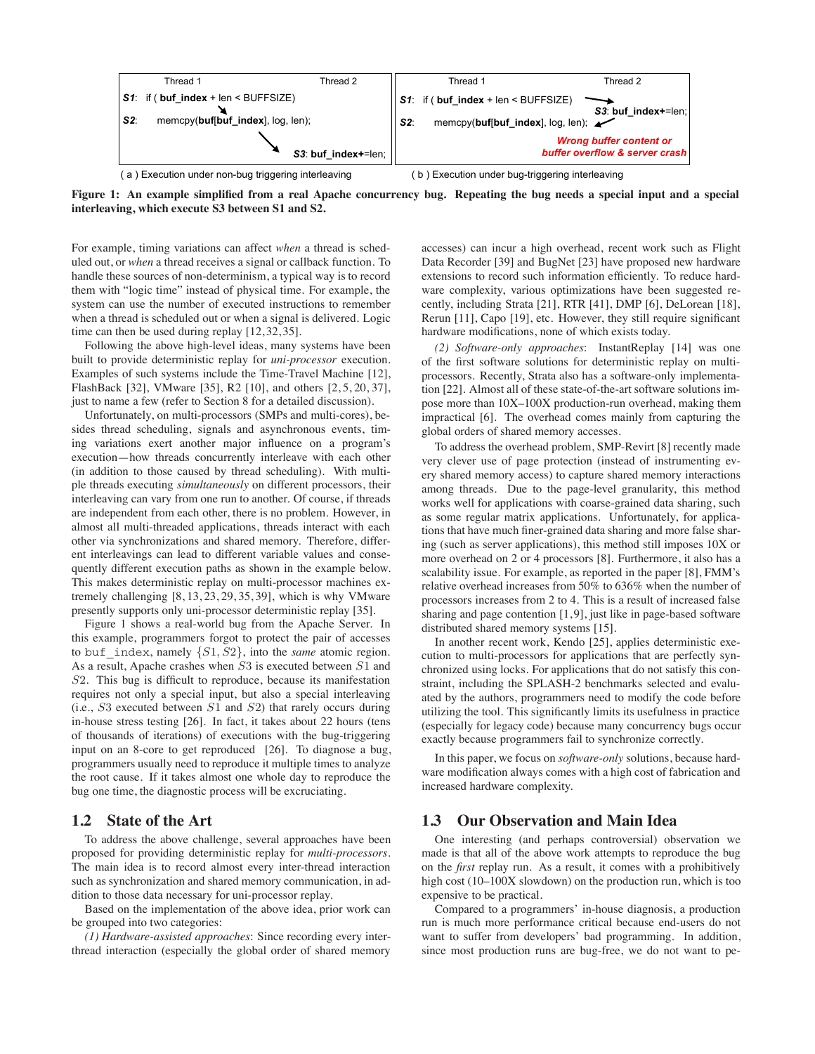| Thread 1 | Thread 2 |
|---|---|
| *S1*: if ( **buf_index** + len < BUFFSIZE) | |
| *S2*: memcpy(**buf**[**buf_index**], log, len); | |
| | *S3*: **buf_index**+=len; |

( a ) Execution under non-bug triggering interleaving

| Thread 1 | Thread 2 |
|---|---|
| *S1*: if ( **buf_index** + len < BUFFSIZE) | |
| | *S3*: **buf_index**+=len; |
| *S2*: memcpy(**buf**[**buf_index**], log, len); | |
| | *Wrong buffer content or buffer overflow & server crash* |

( b ) Execution under bug-triggering interleaving

**Figure 1: An example simplified from a real Apache concurrency bug. Repeating the bug needs a special input and a special interleaving, which execute S3 between S1 and S2.**

For example, timing variations can affect *when* a thread is scheduled out, or *when* a thread receives a signal or callback function. To handle these sources of non-determinism, a typical way is to record them with "logic time" instead of physical time. For example, the system can use the number of executed instructions to remember when a thread is scheduled out or when a signal is delivered. Logic time can then be used during replay [12,32,35].

Following the above high-level ideas, many systems have been built to provide deterministic replay for *uni-processor* execution. Examples of such systems include the Time-Travel Machine [12], FlashBack [32], VMware [35], R2 [10], and others [2,5,20,37], just to name a few (refer to Section 8 for a detailed discussion).

Unfortunately, on multi-processors (SMPs and multi-cores), besides thread scheduling, signals and asynchronous events, timing variations exert another major influence on a program's execution—how threads concurrently interleave with each other (in addition to those caused by thread scheduling). With multiple threads executing *simultaneously* on different processors, their interleaving can vary from one run to another. Of course, if threads are independent from each other, there is no problem. However, in almost all multi-threaded applications, threads interact with each other via synchronizations and shared memory. Therefore, different interleavings can lead to different variable values and consequently different execution paths as shown in the example below. This makes deterministic replay on multi-processor machines extremely challenging [8,13,23,29,35,39], which is why VMware presently supports only uni-processor deterministic replay [35].

Figure 1 shows a real-world bug from the Apache Server. In this example, programmers forgot to protect the pair of accesses to `buf_index`, namely $\{S1, S2\}$, into the *same* atomic region. As a result, Apache crashes when $S3$ is executed between $S1$ and $S2$. This bug is difficult to reproduce, because its manifestation requires not only a special input, but also a special interleaving (i.e., $S3$ executed between $S1$ and $S2$) that rarely occurs during in-house stress testing [26]. In fact, it takes about 22 hours (tens of thousands of iterations) of executions with the bug-triggering input on an 8-core to get reproduced [26]. To diagnose a bug, programmers usually need to reproduce it multiple times to analyze the root cause. If it takes almost one whole day to reproduce the bug one time, the diagnostic process will be excruciating.

## 1.2 State of the Art

To address the above challenge, several approaches have been proposed for providing deterministic replay for *multi-processors*. The main idea is to record almost every inter-thread interaction such as synchronization and shared memory communication, in addition to those data necessary for uni-processor replay.

Based on the implementation of the above idea, prior work can be grouped into two categories:

*(1) Hardware-assisted approaches*: Since recording every inter-thread interaction (especially the global order of shared memory accesses) can incur a high overhead, recent work such as Flight Data Recorder [39] and BugNet [23] have proposed new hardware extensions to record such information efficiently. To reduce hardware complexity, various optimizations have been suggested recently, including Strata [21], RTR [41], DMP [6], DeLorean [18], Rerun [11], Capo [19], etc. However, they still require significant hardware modifications, none of which exists today.

*(2) Software-only approaches*: InstantReplay [14] was one of the first software solutions for deterministic replay on multi-processors. Recently, Strata also has a software-only implementation [22]. Almost all of these state-of-the-art software solutions impose more than 10X–100X production-run overhead, making them impractical [6]. The overhead comes mainly from capturing the global orders of shared memory accesses.

To address the overhead problem, SMP-Revirt [8] recently made very clever use of page protection (instead of instrumenting every shared memory access) to capture shared memory interactions among threads. Due to the page-level granularity, this method works well for applications with coarse-grained data sharing, such as some regular matrix applications. Unfortunately, for applications that have much finer-grained data sharing and more false sharing (such as server applications), this method still imposes 10X or more overhead on 2 or 4 processors [8]. Furthermore, it also has a scalability issue. For example, as reported in the paper [8], FMM's relative overhead increases from 50% to 636% when the number of processors increases from 2 to 4. This is a result of increased false sharing and page contention [1,9], just like in page-based software distributed shared memory systems [15].

In another recent work, Kendo [25], applies deterministic execution to multi-processors for applications that are perfectly synchronized using locks. For applications that do not satisfy this constraint, including the SPLASH-2 benchmarks selected and evaluated by the authors, programmers need to modify the code before utilizing the tool. This significantly limits its usefulness in practice (especially for legacy code) because many concurrency bugs occur exactly because programmers fail to synchronize correctly.

In this paper, we focus on *software-only* solutions, because hardware modification always comes with a high cost of fabrication and increased hardware complexity.

## 1.3 Our Observation and Main Idea

One interesting (and perhaps controversial) observation we made is that all of the above work attempts to reproduce the bug on the *first* replay run. As a result, it comes with a prohibitively high cost (10–100X slowdown) on the production run, which is too expensive to be practical.

Compared to a programmers' in-house diagnosis, a production run is much more performance critical because end-users do not want to suffer from developers' bad programming. In addition, since most production runs are bug-free, we do not want to pe-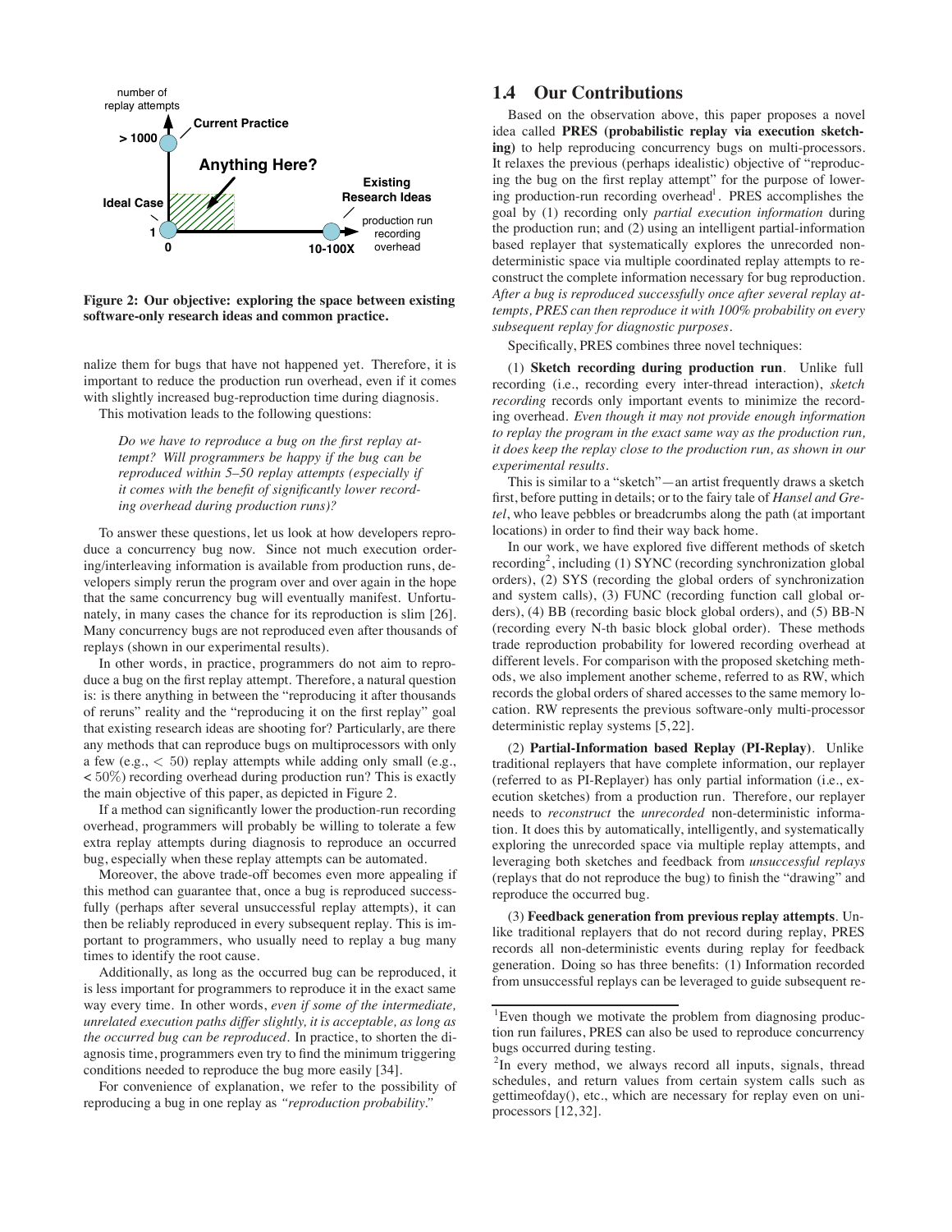number of
replay attempts

> 1000

Current Practice

Anything Here?

Existing
Research Ideas

Ideal Case

1

0

10-100X

production run
recording
overhead

**Figure 2: Our objective: exploring the space between existing software-only research ideas and common practice.**

nalize them for bugs that have not happened yet. Therefore, it is important to reduce the production run overhead, even if it comes with slightly increased bug-reproduction time during diagnosis.

This motivation leads to the following questions:

> *Do we have to reproduce a bug on the first replay attempt? Will programmers be happy if the bug can be reproduced within 5–50 replay attempts (especially if it comes with the benefit of significantly lower recording overhead during production runs)?*

To answer these questions, let us look at how developers reproduce a concurrency bug now. Since not much execution ordering/interleaving information is available from production runs, developers simply rerun the program over and over again in the hope that the same concurrency bug will eventually manifest. Unfortunately, in many cases the chance for its reproduction is slim [26]. Many concurrency bugs are not reproduced even after thousands of replays (shown in our experimental results).

In other words, in practice, programmers do not aim to reproduce a bug on the first replay attempt. Therefore, a natural question is: is there anything in between the "reproducing it after thousands of reruns" reality and the "reproducing it on the first replay" goal that existing research ideas are shooting for? Particularly, are there any methods that can reproduce bugs on multiprocessors with only a few (e.g., $< 50$) replay attempts while adding only small (e.g., $< 50\%$) recording overhead during production run? This is exactly the main objective of this paper, as depicted in Figure 2.

If a method can significantly lower the production-run recording overhead, programmers will probably be willing to tolerate a few extra replay attempts during diagnosis to reproduce an occurred bug, especially when these replay attempts can be automated.

Moreover, the above trade-off becomes even more appealing if this method can guarantee that, once a bug is reproduced successfully (perhaps after several unsuccessful replay attempts), it can then be reliably reproduced in every subsequent replay. This is important to programmers, who usually need to replay a bug many times to identify the root cause.

Additionally, as long as the occurred bug can be reproduced, it is less important for programmers to reproduce it in the exact same way every time. In other words, *even if some of the intermediate, unrelated execution paths differ slightly, it is acceptable, as long as the occurred bug can be reproduced*. In practice, to shorten the diagnosis time, programmers even try to find the minimum triggering conditions needed to reproduce the bug more easily [34].

For convenience of explanation, we refer to the possibility of reproducing a bug in one replay as *"reproduction probability."*

## 1.4 Our Contributions

Based on the observation above, this paper proposes a novel idea called **PRES (probabilistic replay via execution sketching)** to help reproducing concurrency bugs on multi-processors. It relaxes the previous (perhaps idealistic) objective of "reproducing the bug on the first replay attempt" for the purpose of lowering production-run recording overhead[1]. PRES accomplishes the goal by (1) recording only *partial execution information* during the production run; and (2) using an intelligent partial-information based replayer that systematically explores the unrecorded non-deterministic space via multiple coordinated replay attempts to reconstruct the complete information necessary for bug reproduction. *After a bug is reproduced successfully once after several replay attempts, PRES can then reproduce it with 100% probability on every subsequent replay for diagnostic purposes.*

Specifically, PRES combines three novel techniques:

(1) **Sketch recording during production run**. Unlike full recording (i.e., recording every inter-thread interaction), *sketch recording* records only important events to minimize the recording overhead. *Even though it may not provide enough information to replay the program in the exact same way as the production run, it does keep the replay close to the production run, as shown in our experimental results.*

This is similar to a "sketch"—an artist frequently draws a sketch first, before putting in details; or to the fairy tale of *Hansel and Gretel*, who leave pebbles or breadcrumbs along the path (at important locations) in order to find their way back home.

In our work, we have explored five different methods of sketch recording[2], including (1) SYNC (recording synchronization global orders), (2) SYS (recording the global orders of synchronization and system calls), (3) FUNC (recording function call global orders), (4) BB (recording basic block global orders), and (5) BB-N (recording every N-th basic block global order). These methods trade reproduction probability for lowered recording overhead at different levels. For comparison with the proposed sketching methods, we also implement another scheme, referred to as RW, which records the global orders of shared accesses to the same memory location. RW represents the previous software-only multi-processor deterministic replay systems [5,22].

(2) **Partial-Information based Replay (PI-Replay)**. Unlike traditional replayers that have complete information, our replayer (referred to as PI-Replayer) has only partial information (i.e., execution sketches) from a production run. Therefore, our replayer needs to *reconstruct* the *unrecorded* non-deterministic information. It does this by automatically, intelligently, and systematically exploring the unrecorded space via multiple replay attempts, and leveraging both sketches and feedback from *unsuccessful replays* (replays that do not reproduce the bug) to finish the "drawing" and reproduce the occurred bug.

(3) **Feedback generation from previous replay attempts**. Unlike traditional replayers that do not record during replay, PRES records all non-deterministic events during replay for feedback generation. Doing so has three benefits: (1) Information recorded from unsuccessful replays can be leveraged to guide subsequent re-

[1] Even though we motivate the problem from diagnosing production run failures, PRES can also be used to reproduce concurrency bugs occurred during testing.

[2] In every method, we always record all inputs, signals, thread schedules, and return values from certain system calls such as gettimeofday(), etc., which are necessary for replay even on uniprocessors [12,32].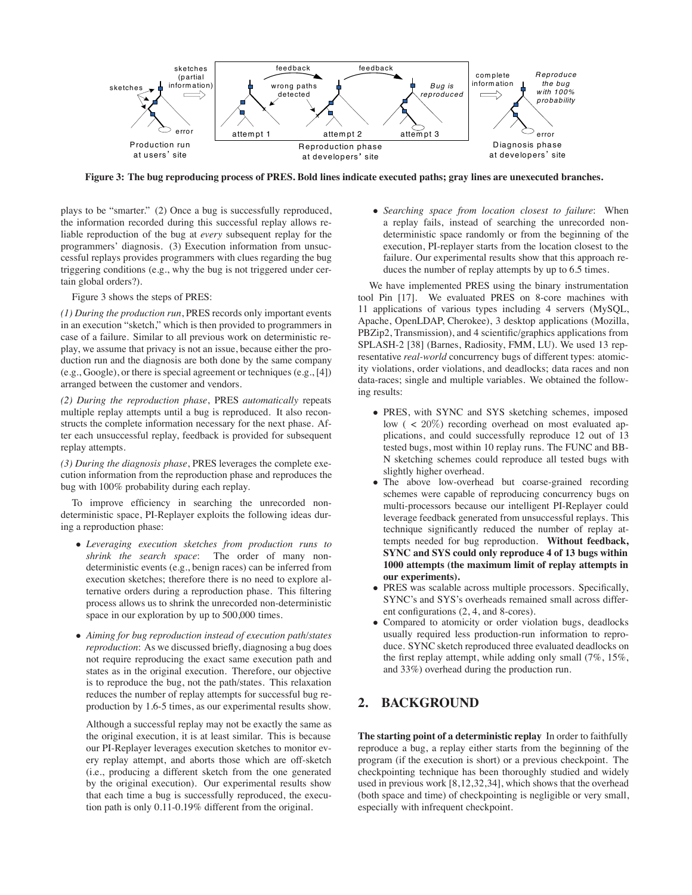Figure 3: The bug reproducing process of PRES. Bold lines indicate executed paths; gray lines are unexecuted branches.

plays to be "smarter." (2) Once a bug is successfully reproduced, the information recorded during this successful replay allows reliable reproduction of the bug at *every* subsequent replay for the programmers' diagnosis. (3) Execution information from unsuccessful replays provides programmers with clues regarding the bug triggering conditions (e.g., why the bug is not triggered under certain global orders?).

Figure 3 shows the steps of PRES:

*(1) During the production run*, PRES records only important events in an execution "sketch," which is then provided to programmers in case of a failure. Similar to all previous work on deterministic replay, we assume that privacy is not an issue, because either the production run and the diagnosis are both done by the same company (e.g., Google), or there is special agreement or techniques (e.g., [4]) arranged between the customer and vendors.

*(2) During the reproduction phase*, PRES *automatically* repeats multiple replay attempts until a bug is reproduced. It also reconstructs the complete information necessary for the next phase. After each unsuccessful replay, feedback is provided for subsequent replay attempts.

*(3) During the diagnosis phase*, PRES leverages the complete execution information from the reproduction phase and reproduces the bug with 100% probability during each replay.

To improve efficiency in searching the unrecorded non-deterministic space, PI-Replayer exploits the following ideas during a reproduction phase:

- *Leveraging execution sketches from production runs to shrink the search space*: The order of many non-deterministic events (e.g., benign races) can be inferred from execution sketches; therefore there is no need to explore alternative orders during a reproduction phase. This filtering process allows us to shrink the unrecorded non-deterministic space in our exploration by up to 500,000 times.
- *Aiming for bug reproduction instead of execution path/states reproduction*: As we discussed briefly, diagnosing a bug does not require reproducing the exact same execution path and states as in the original execution. Therefore, our objective is to reproduce the bug, not the path/states. This relaxation reduces the number of replay attempts for successful bug reproduction by 1.6-5 times, as our experimental results show.

  Although a successful replay may not be exactly the same as the original execution, it is at least similar. This is because our PI-Replayer leverages execution sketches to monitor every replay attempt, and aborts those which are off-sketch (i.e., producing a different sketch from the one generated by the original execution). Our experimental results show that each time a bug is successfully reproduced, the execution path is only 0.11-0.19% different from the original.
- *Searching space from location closest to failure*: When a replay fails, instead of searching the unrecorded non-deterministic space randomly or from the beginning of the execution, PI-replayer starts from the location closest to the failure. Our experimental results show that this approach reduces the number of replay attempts by up to 6.5 times.

We have implemented PRES using the binary instrumentation tool Pin [17]. We evaluated PRES on 8-core machines with 11 applications of various types including 4 servers (MySQL, Apache, OpenLDAP, Cherokee), 3 desktop applications (Mozilla, PBZip2, Transmission), and 4 scientific/graphics applications from SPLASH-2 [38] (Barnes, Radiosity, FMM, LU). We used 13 representative *real-world* concurrency bugs of different types: atomicity violations, order violations, and deadlocks; data races and non data-races; single and multiple variables. We obtained the following results:

- PRES, with SYNC and SYS sketching schemes, imposed low ( < 20%) recording overhead on most evaluated applications, and could successfully reproduce 12 out of 13 tested bugs, most within 10 replay runs. The FUNC and BB-N sketching schemes could reproduce all tested bugs with slightly higher overhead.
- The above low-overhead but coarse-grained recording schemes were capable of reproducing concurrency bugs on multi-processors because our intelligent PI-Replayer could leverage feedback generated from unsuccessful replays. This technique significantly reduced the number of replay attempts needed for bug reproduction. **Without feedback, SYNC and SYS could only reproduce 4 of 13 bugs within 1000 attempts (the maximum limit of replay attempts in our experiments).**
- PRES was scalable across multiple processors. Specifically, SYNC's and SYS's overheads remained small across different configurations (2, 4, and 8-cores).
- Compared to atomicity or order violation bugs, deadlocks usually required less production-run information to reproduce. SYNC sketch reproduced three evaluated deadlocks on the first replay attempt, while adding only small (7%, 15%, and 33%) overhead during the production run.

## 2. BACKGROUND

**The starting point of a deterministic replay** In order to faithfully reproduce a bug, a replay either starts from the beginning of the program (if the execution is short) or a previous checkpoint. The checkpointing technique has been thoroughly studied and widely used in previous work [8,12,32,34], which shows that the overhead (both space and time) of checkpointing is negligible or very small, especially with infrequent checkpoint.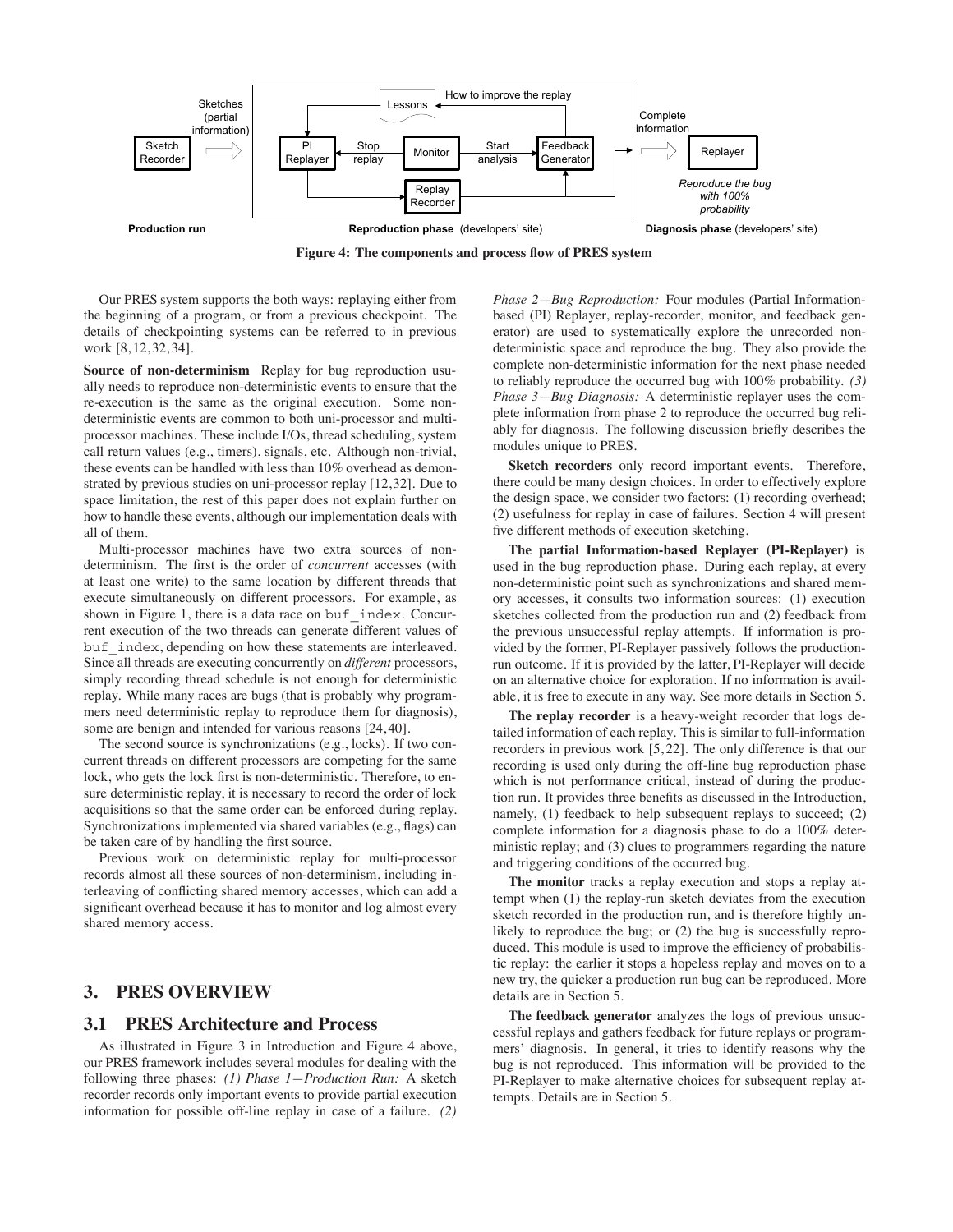Figure 4: The components and process flow of PRES system

Our PRES system supports the both ways: replaying either from the beginning of a program, or from a previous checkpoint. The details of checkpointing systems can be referred to in previous work [8,12,32,34].

**Source of non-determinism** Replay for bug reproduction usually needs to reproduce non-deterministic events to ensure that the re-execution is the same as the original execution. Some non-deterministic events are common to both uni-processor and multi-processor machines. These include I/Os, thread scheduling, system call return values (e.g., timers), signals, etc. Although non-trivial, these events can be handled with less than 10% overhead as demonstrated by previous studies on uni-processor replay [12,32]. Due to space limitation, the rest of this paper does not explain further on how to handle these events, although our implementation deals with all of them.

Multi-processor machines have two extra sources of non-determinism. The first is the order of *concurrent* accesses (with at least one write) to the same location by different threads that execute simultaneously on different processors. For example, as shown in Figure 1, there is a data race on buf_index. Concurrent execution of the two threads can generate different values of buf_index, depending on how these statements are interleaved. Since all threads are executing concurrently on *different* processors, simply recording thread schedule is not enough for deterministic replay. While many races are bugs (that is probably why programmers need deterministic replay to reproduce them for diagnosis), some are benign and intended for various reasons [24,40].

The second source is synchronizations (e.g., locks). If two concurrent threads on different processors are competing for the same lock, who gets the lock first is non-deterministic. Therefore, to ensure deterministic replay, it is necessary to record the order of lock acquisitions so that the same order can be enforced during replay. Synchronizations implemented via shared variables (e.g., flags) can be taken care of by handling the first source.

Previous work on deterministic replay for multi-processor records almost all these sources of non-determinism, including interleaving of conflicting shared memory accesses, which can add a significant overhead because it has to monitor and log almost every shared memory access.

# 3. PRES OVERVIEW

## 3.1 PRES Architecture and Process

As illustrated in Figure 3 in Introduction and Figure 4 above, our PRES framework includes several modules for dealing with the following three phases: *(1) Phase 1—Production Run:* A sketch recorder records only important events to provide partial execution information for possible off-line replay in case of a failure. *(2) Phase 2—Bug Reproduction:* Four modules (Partial Information-based (PI) Replayer, replay-recorder, monitor, and feedback generator) are used to systematically explore the unrecorded non-deterministic space and reproduce the bug. They also provide the complete non-deterministic information for the next phase needed to reliably reproduce the occurred bug with 100% probability. *(3) Phase 3—Bug Diagnosis:* A deterministic replayer uses the complete information from phase 2 to reproduce the occurred bug reliably for diagnosis. The following discussion briefly describes the modules unique to PRES.

**Sketch recorders** only record important events. Therefore, there could be many design choices. In order to effectively explore the design space, we consider two factors: (1) recording overhead; (2) usefulness for replay in case of failures. Section 4 will present five different methods of execution sketching.

**The partial Information-based Replayer (PI-Replayer)** is used in the bug reproduction phase. During each replay, at every non-deterministic point such as synchronizations and shared memory accesses, it consults two information sources: (1) execution sketches collected from the production run and (2) feedback from the previous unsuccessful replay attempts. If information is provided by the former, PI-Replayer passively follows the production-run outcome. If it is provided by the latter, PI-Replayer will decide on an alternative choice for exploration. If no information is available, it is free to execute in any way. See more details in Section 5.

**The replay recorder** is a heavy-weight recorder that logs detailed information of each replay. This is similar to full-information recorders in previous work [5,22]. The only difference is that our recording is used only during the off-line bug reproduction phase which is not performance critical, instead of during the production run. It provides three benefits as discussed in the Introduction, namely, (1) feedback to help subsequent replays to succeed; (2) complete information for a diagnosis phase to do a 100% deterministic replay; and (3) clues to programmers regarding the nature and triggering conditions of the occurred bug.

**The monitor** tracks a replay execution and stops a replay attempt when (1) the replay-run sketch deviates from the execution sketch recorded in the production run, and is therefore highly unlikely to reproduce the bug; or (2) the bug is successfully reproduced. This module is used to improve the efficiency of probabilistic replay: the earlier it stops a hopeless replay and moves on to a new try, the quicker a production run bug can be reproduced. More details are in Section 5.

**The feedback generator** analyzes the logs of previous unsuccessful replays and gathers feedback for future replays or programmers' diagnosis. In general, it tries to identify reasons why the bug is not reproduced. This information will be provided to the PI-Replayer to make alternative choices for subsequent replay attempts. Details are in Section 5.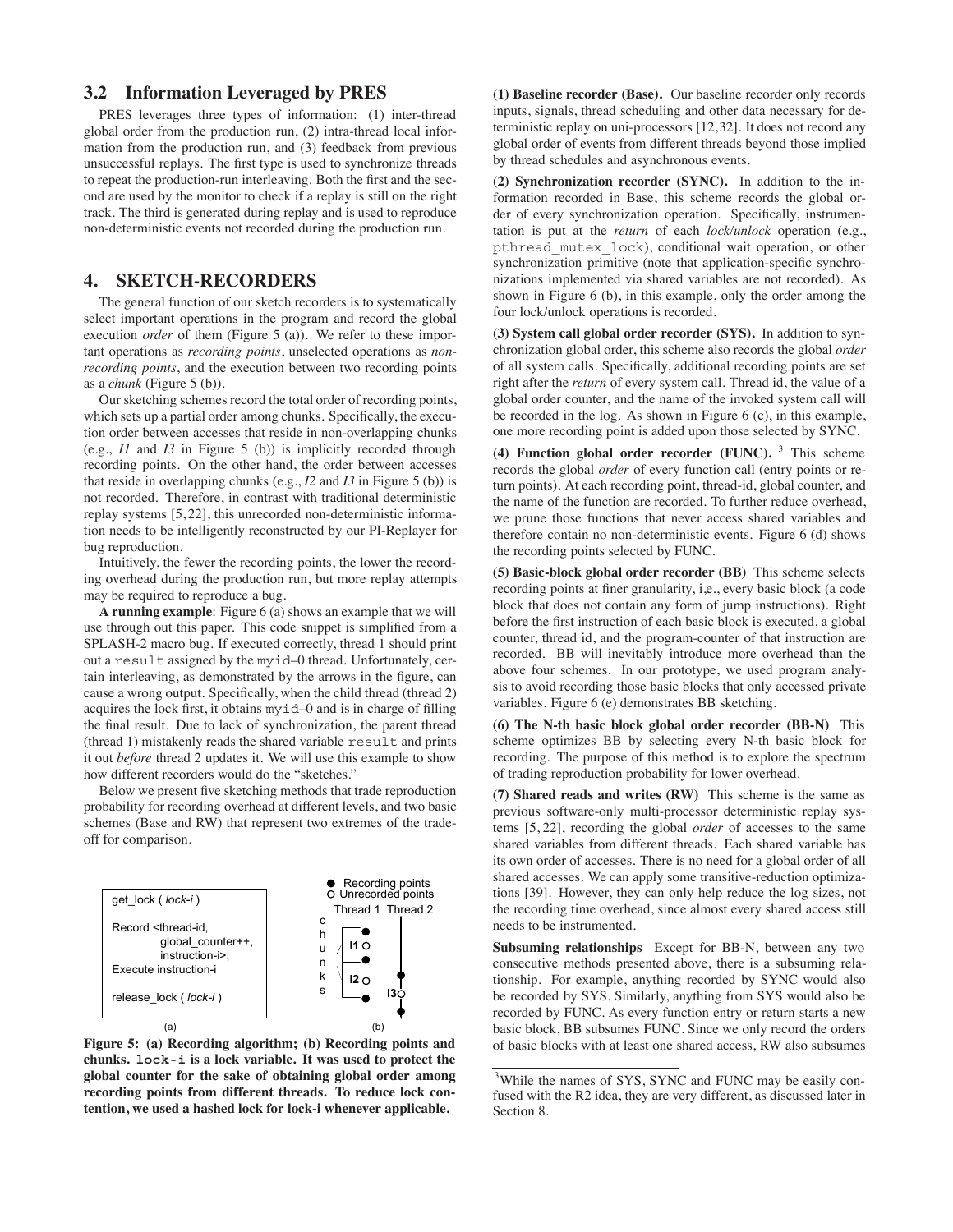### 3.2 Information Leveraged by PRES

PRES leverages three types of information: (1) inter-thread global order from the production run, (2) intra-thread local information from the production run, and (3) feedback from previous unsuccessful replays. The first type is used to synchronize threads to repeat the production-run interleaving. Both the first and the second are used by the monitor to check if a replay is still on the right track. The third is generated during replay and is used to reproduce non-deterministic events not recorded during the production run.

## 4. SKETCH-RECORDERS

The general function of our sketch recorders is to systematically select important operations in the program and record the global execution *order* of them (Figure 5 (a)). We refer to these important operations as *recording points*, unselected operations as *non-recording points*, and the execution between two recording points as a *chunk* (Figure 5 (b)).

Our sketching schemes record the total order of recording points, which sets up a partial order among chunks. Specifically, the execution order between accesses that reside in non-overlapping chunks (e.g., *I1* and *I3* in Figure 5 (b)) is implicitly recorded through recording points. On the other hand, the order between accesses that reside in overlapping chunks (e.g., *I2* and *I3* in Figure 5 (b)) is not recorded. Therefore, in contrast with traditional deterministic replay systems [5,22], this unrecorded non-deterministic information needs to be intelligently reconstructed by our PI-Replayer for bug reproduction.

Intuitively, the fewer the recording points, the lower the recording overhead during the production run, but more replay attempts may be required to reproduce a bug.

**A running example**: Figure 6 (a) shows an example that we will use through out this paper. This code snippet is simplified from a SPLASH-2 macro bug. If executed correctly, thread 1 should print out a `result` assigned by the `myid`–0 thread. Unfortunately, certain interleaving, as demonstrated by the arrows in the figure, can cause a wrong output. Specifically, when the child thread (thread 2) acquires the lock first, it obtains `myid`–0 and is in charge of filling the final result. Due to lack of synchronization, the parent thread (thread 1) mistakenly reads the shared variable `result` and prints it out *before* thread 2 updates it. We will use this example to show how different recorders would do the "sketches."

Below we present five sketching methods that trade reproduction probability for recording overhead at different levels, and two basic schemes (Base and RW) that represent two extremes of the trade-off for comparison.

```
get_lock ( lock-i )

Record <thread-id,
        global_counter++,
        instruction-i>;
Execute instruction-i

release_lock ( lock-i )
```

(a)

● Recording points ○ Unrecorded points — Thread 1, Thread 2; chunks; I1, I2, I3

(b)

**Figure 5: (a) Recording algorithm; (b) Recording points and chunks. `lock-i` is a lock variable. It was used to protect the global counter for the sake of obtaining global order among recording points from different threads. To reduce lock contention, we used a hashed lock for lock-i whenever applicable.**

**(1) Baseline recorder (Base).** Our baseline recorder only records inputs, signals, thread scheduling and other data necessary for deterministic replay on uni-processors [12,32]. It does not record any global order of events from different threads beyond those implied by thread schedules and asynchronous events.

**(2) Synchronization recorder (SYNC).** In addition to the information recorded in Base, this scheme records the global order of every synchronization operation. Specifically, instrumentation is put at the *return* of each *lock*/*unlock* operation (e.g., `pthread_mutex_lock`), conditional wait operation, or other synchronization primitive (note that application-specific synchronizations implemented via shared variables are not recorded). As shown in Figure 6 (b), in this example, only the order among the four lock/unlock operations is recorded.

**(3) System call global order recorder (SYS).** In addition to synchronization global order, this scheme also records the global *order* of all system calls. Specifically, additional recording points are set right after the *return* of every system call. Thread id, the value of a global order counter, and the name of the invoked system call will be recorded in the log. As shown in Figure 6 (c), in this example, one more recording point is added upon those selected by SYNC.

**(4) Function global order recorder (FUNC).** [3] This scheme records the global *order* of every function call (entry points or return points). At each recording point, thread-id, global counter, and the name of the function are recorded. To further reduce overhead, we prune those functions that never access shared variables and therefore contain no non-deterministic events. Figure 6 (d) shows the recording points selected by FUNC.

**(5) Basic-block global order recorder (BB)** This scheme selects recording points at finer granularity, i,e., every basic block (a code block that does not contain any form of jump instructions). Right before the first instruction of each basic block is executed, a global counter, thread id, and the program-counter of that instruction are recorded. BB will inevitably introduce more overhead than the above four schemes. In our prototype, we used program analysis to avoid recording those basic blocks that only accessed private variables. Figure 6 (e) demonstrates BB sketching.

**(6) The N-th basic block global order recorder (BB-N)** This scheme optimizes BB by selecting every N-th basic block for recording. The purpose of this method is to explore the spectrum of trading reproduction probability for lower overhead.

**(7) Shared reads and writes (RW)** This scheme is the same as previous software-only multi-processor deterministic replay systems [5,22], recording the global *order* of accesses to the same shared variables from different threads. Each shared variable has its own order of accesses. There is no need for a global order of all shared accesses. We can apply some transitive-reduction optimizations [39]. However, they can only help reduce the log sizes, not the recording time overhead, since almost every shared access still needs to be instrumented.

**Subsuming relationships** Except for BB-N, between any two consecutive methods presented above, there is a subsuming relationship. For example, anything recorded by SYNC would also be recorded by SYS. Similarly, anything from SYS would also be recorded by FUNC. As every function entry or return starts a new basic block, BB subsumes FUNC. Since we only record the orders of basic blocks with at least one shared access, RW also subsumes

[3] While the names of SYS, SYNC and FUNC may be easily confused with the R2 idea, they are very different, as discussed later in Section 8.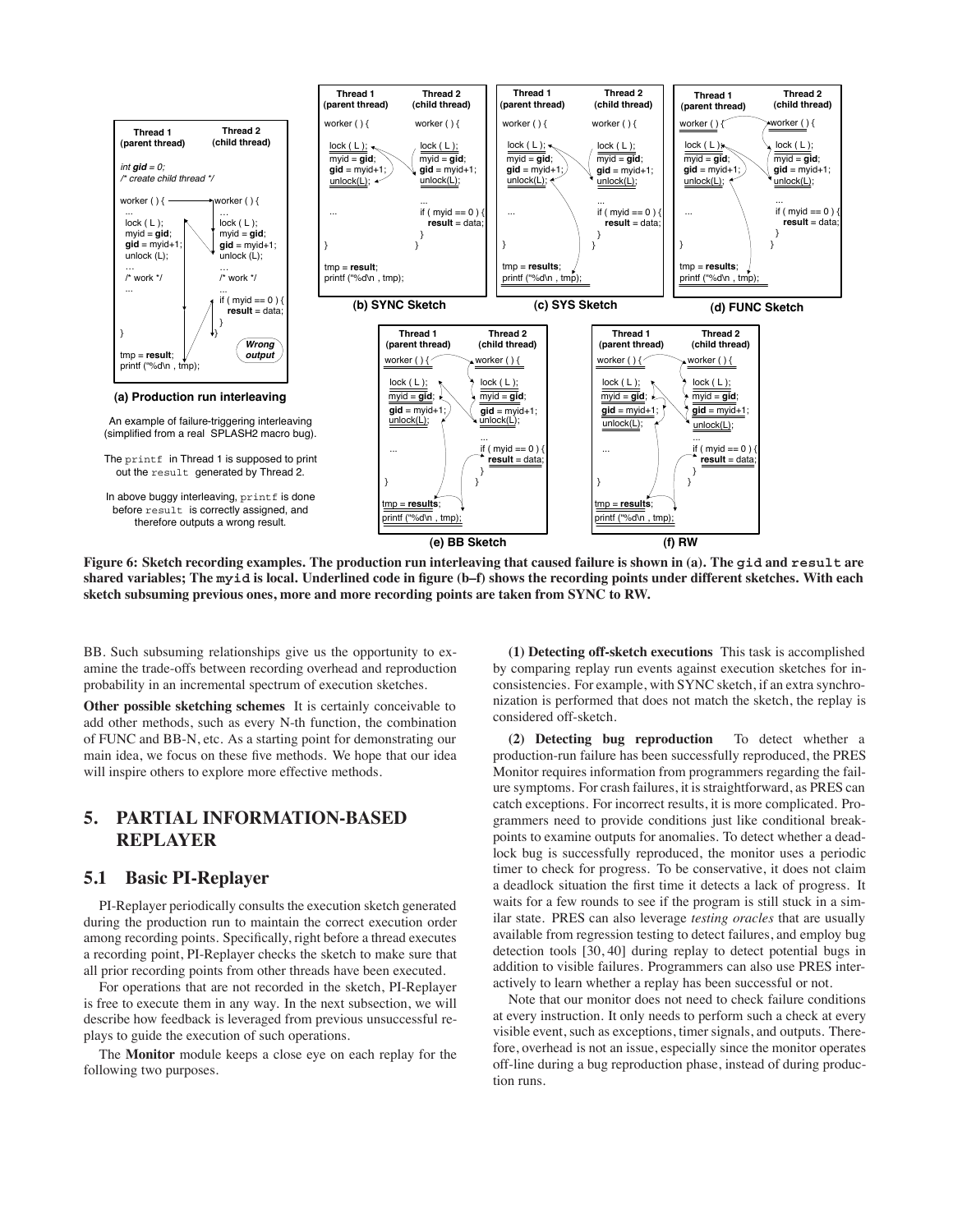Figure 6: Sketch recording examples. The production run interleaving that caused failure is shown in (a). The gid and result are shared variables; The myid is local. Underlined code in figure (b–f) shows the recording points under different sketches. With each sketch subsuming previous ones, more and more recording points are taken from SYNC to RW.

BB. Such subsuming relationships give us the opportunity to examine the trade-offs between recording overhead and reproduction probability in an incremental spectrum of execution sketches.

**Other possible sketching schemes** It is certainly conceivable to add other methods, such as every N-th function, the combination of FUNC and BB-N, etc. As a starting point for demonstrating our main idea, we focus on these five methods. We hope that our idea will inspire others to explore more effective methods.

## 5. PARTIAL INFORMATION-BASED REPLAYER

### 5.1 Basic PI-Replayer

PI-Replayer periodically consults the execution sketch generated during the production run to maintain the correct execution order among recording points. Specifically, right before a thread executes a recording point, PI-Replayer checks the sketch to make sure that all prior recording points from other threads have been executed.

For operations that are not recorded in the sketch, PI-Replayer is free to execute them in any way. In the next subsection, we will describe how feedback is leveraged from previous unsuccessful replays to guide the execution of such operations.

The **Monitor** module keeps a close eye on each replay for the following two purposes.

**(1) Detecting off-sketch executions** This task is accomplished by comparing replay run events against execution sketches for inconsistencies. For example, with SYNC sketch, if an extra synchronization is performed that does not match the sketch, the replay is considered off-sketch.

**(2) Detecting bug reproduction** To detect whether a production-run failure has been successfully reproduced, the PRES Monitor requires information from programmers regarding the failure symptoms. For crash failures, it is straightforward, as PRES can catch exceptions. For incorrect results, it is more complicated. Programmers need to provide conditions just like conditional breakpoints to examine outputs for anomalies. To detect whether a deadlock bug is successfully reproduced, the monitor uses a periodic timer to check for progress. To be conservative, it does not claim a deadlock situation the first time it detects a lack of progress. It waits for a few rounds to see if the program is still stuck in a similar state. PRES can also leverage *testing oracles* that are usually available from regression testing to detect failures, and employ bug detection tools [30, 40] during replay to detect potential bugs in addition to visible failures. Programmers can also use PRES interactively to learn whether a replay has been successful or not.

Note that our monitor does not need to check failure conditions at every instruction. It only needs to perform such a check at every visible event, such as exceptions, timer signals, and outputs. Therefore, overhead is not an issue, especially since the monitor operates off-line during a bug reproduction phase, instead of during production runs.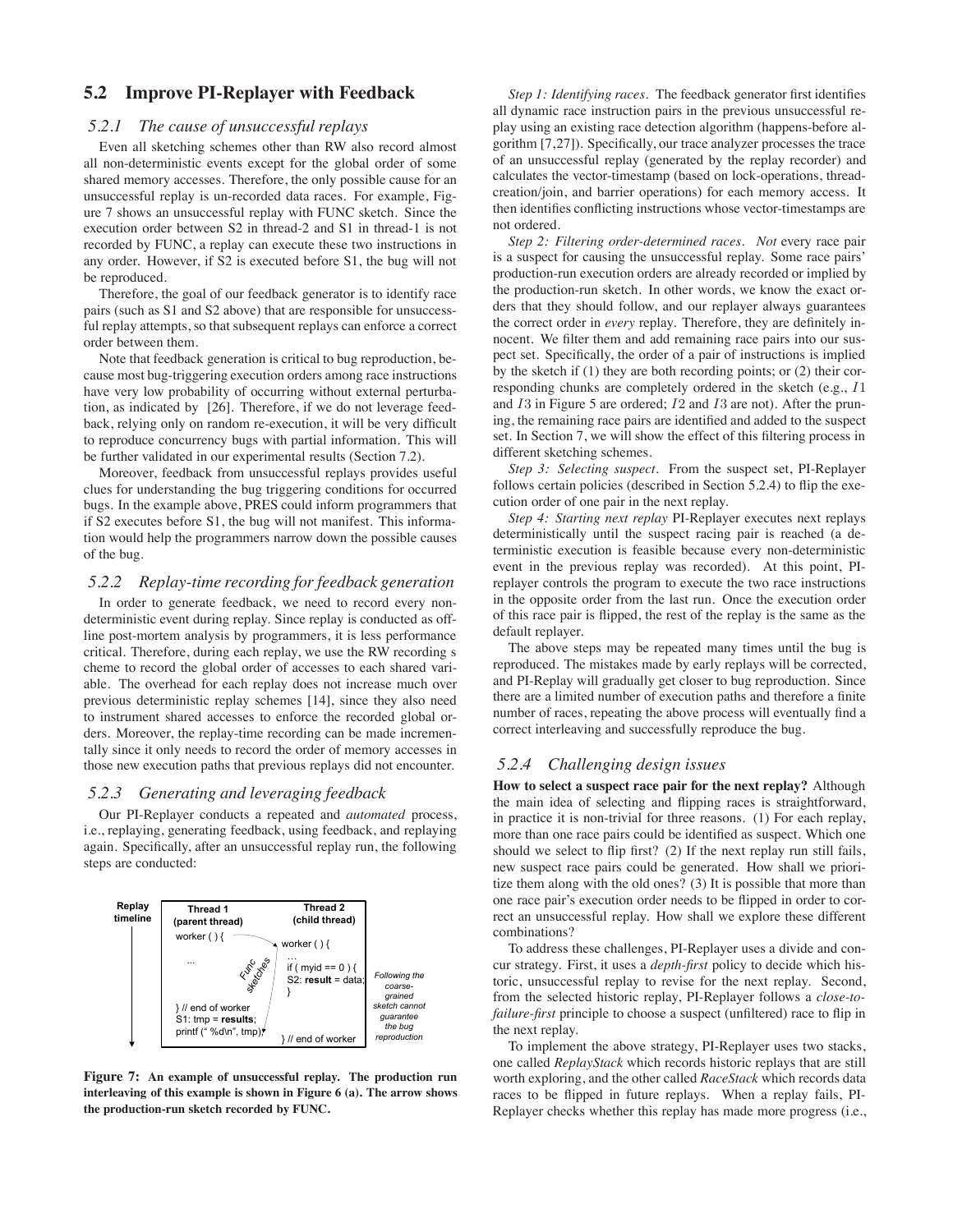## 5.2 Improve PI-Replayer with Feedback

### 5.2.1 The cause of unsuccessful replays

Even all sketching schemes other than RW also record almost all non-deterministic events except for the global order of some shared memory accesses. Therefore, the only possible cause for an unsuccessful replay is un-recorded data races. For example, Figure 7 shows an unsuccessful replay with FUNC sketch. Since the execution order between S2 in thread-2 and S1 in thread-1 is not recorded by FUNC, a replay can execute these two instructions in any order. However, if S2 is executed before S1, the bug will not be reproduced.

Therefore, the goal of our feedback generator is to identify race pairs (such as S1 and S2 above) that are responsible for unsuccessful replay attempts, so that subsequent replays can enforce a correct order between them.

Note that feedback generation is critical to bug reproduction, because most bug-triggering execution orders among race instructions have very low probability of occurring without external perturbation, as indicated by [26]. Therefore, if we do not leverage feedback, relying only on random re-execution, it will be very difficult to reproduce concurrency bugs with partial information. This will be further validated in our experimental results (Section 7.2).

Moreover, feedback from unsuccessful replays provides useful clues for understanding the bug triggering conditions for occurred bugs. In the example above, PRES could inform programmers that if S2 executes before S1, the bug will not manifest. This information would help the programmers narrow down the possible causes of the bug.

### 5.2.2 Replay-time recording for feedback generation

In order to generate feedback, we need to record every non-deterministic event during replay. Since replay is conducted as off-line post-mortem analysis by programmers, it is less performance critical. Therefore, during each replay, we use the RW recording s cheme to record the global order of accesses to each shared variable. The overhead for each replay does not increase much over previous deterministic replay schemes [14], since they also need to instrument shared accesses to enforce the recorded global orders. Moreover, the replay-time recording can be made incrementally since it only needs to record the order of memory accesses in those new execution paths that previous replays did not encounter.

### 5.2.3 Generating and leveraging feedback

Our PI-Replayer conducts a repeated and *automated* process, i.e., replaying, generating feedback, using feedback, and replaying again. Specifically, after an unsuccessful replay run, the following steps are conducted:

| Replay timeline | Thread 1 (parent thread) | Thread 2 (child thread) | |
|---|---|---|---|
| | worker ( ) { | worker ( ) { | |
| | ... | ... if ( myid == 0 ) { S2: **result** = data; } | Following the coarse-grained sketch cannot guarantee the bug reproduction |
| | } // end of worker S1: tmp = **results**; printf (" %d\n", tmp); | } // end of worker | |

**Figure 7: An example of unsuccessful replay. The production run interleaving of this example is shown in Figure 6 (a). The arrow shows the production-run sketch recorded by FUNC.**

*Step 1: Identifying races.* The feedback generator first identifies all dynamic race instruction pairs in the previous unsuccessful replay using an existing race detection algorithm (happens-before algorithm [7,27]). Specifically, our trace analyzer processes the trace of an unsuccessful replay (generated by the replay recorder) and calculates the vector-timestamp (based on lock-operations, thread-creation/join, and barrier operations) for each memory access. It then identifies conflicting instructions whose vector-timestamps are not ordered.

*Step 2: Filtering order-determined races. Not* every race pair is a suspect for causing the unsuccessful replay. Some race pairs' production-run execution orders are already recorded or implied by the production-run sketch. In other words, we know the exact orders that they should follow, and our replayer always guarantees the correct order in *every* replay. Therefore, they are definitely innocent. We filter them and add remaining race pairs into our suspect set. Specifically, the order of a pair of instructions is implied by the sketch if (1) they are both recording points; or (2) their corresponding chunks are completely ordered in the sketch (e.g., $I1$ and $I3$ in Figure 5 are ordered; $I2$ and $I3$ are not). After the pruning, the remaining race pairs are identified and added to the suspect set. In Section 7, we will show the effect of this filtering process in different sketching schemes.

*Step 3: Selecting suspect.* From the suspect set, PI-Replayer follows certain policies (described in Section 5.2.4) to flip the execution order of one pair in the next replay.

*Step 4: Starting next replay* PI-Replayer executes next replays deterministically until the suspect racing pair is reached (a deterministic execution is feasible because every non-deterministic event in the previous replay was recorded). At this point, PI-replayer controls the program to execute the two race instructions in the opposite order from the last run. Once the execution order of this race pair is flipped, the rest of the replay is the same as the default replayer.

The above steps may be repeated many times until the bug is reproduced. The mistakes made by early replays will be corrected, and PI-Replay will gradually get closer to bug reproduction. Since there are a limited number of execution paths and therefore a finite number of races, repeating the above process will eventually find a correct interleaving and successfully reproduce the bug.

### 5.2.4 Challenging design issues

**How to select a suspect race pair for the next replay?** Although the main idea of selecting and flipping races is straightforward, in practice it is non-trivial for three reasons. (1) For each replay, more than one race pairs could be identified as suspect. Which one should we select to flip first? (2) If the next replay run still fails, new suspect race pairs could be generated. How shall we prioritize them along with the old ones? (3) It is possible that more than one race pair's execution order needs to be flipped in order to correct an unsuccessful replay. How shall we explore these different combinations?

To address these challenges, PI-Replayer uses a divide and concur strategy. First, it uses a *depth-first* policy to decide which historic, unsuccessful replay to revise for the next replay. Second, from the selected historic replay, PI-Replayer follows a *close-to-failure-first* principle to choose a suspect (unfiltered) race to flip in the next replay.

To implement the above strategy, PI-Replayer uses two stacks, one called *ReplayStack* which records historic replays that are still worth exploring, and the other called *RaceStack* which records data races to be flipped in future replays. When a replay fails, PI-Replayer checks whether this replay has made more progress (i.e.,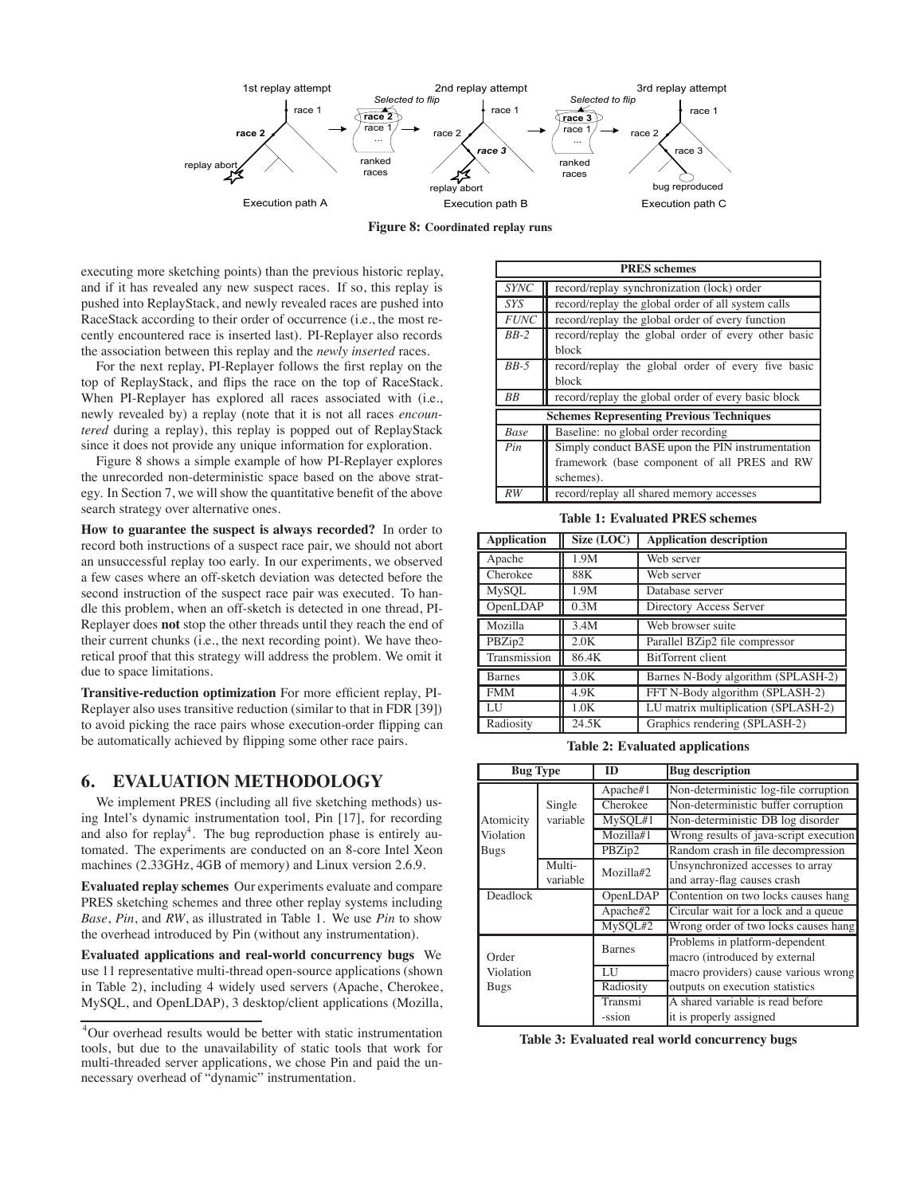Figure 8: Coordinated replay runs

executing more sketching points) than the previous historic replay, and if it has revealed any new suspect races. If so, this replay is pushed into ReplayStack, and newly revealed races are pushed into RaceStack according to their order of occurrence (i.e., the most recently encountered race is inserted last). PI-Replayer also records the association between this replay and the *newly inserted* races.

For the next replay, PI-Replayer follows the first replay on the top of ReplayStack, and flips the race on the top of RaceStack. When PI-Replayer has explored all races associated with (i.e., newly revealed by) a replay (note that it is not all races *encountered* during a replay), this replay is popped out of ReplayStack since it does not provide any unique information for exploration.

Figure 8 shows a simple example of how PI-Replayer explores the unrecorded non-deterministic space based on the above strategy. In Section 7, we will show the quantitative benefit of the above search strategy over alternative ones.

**How to guarantee the suspect is always recorded?** In order to record both instructions of a suspect race pair, we should not abort an unsuccessful replay too early. In our experiments, we observed a few cases where an off-sketch deviation was detected before the second instruction of the suspect race pair was executed. To handle this problem, when an off-sketch is detected in one thread, PI-Replayer does **not** stop the other threads until they reach the end of their current chunks (i.e., the next recording point). We have theoretical proof that this strategy will address the problem. We omit it due to space limitations.

**Transitive-reduction optimization** For more efficient replay, PI-Replayer also uses transitive reduction (similar to that in FDR [39]) to avoid picking the race pairs whose execution-order flipping can be automatically achieved by flipping some other race pairs.

## 6. EVALUATION METHODOLOGY

We implement PRES (including all five sketching methods) using Intel's dynamic instrumentation tool, Pin [17], for recording and also for replay[4]. The bug reproduction phase is entirely automated. The experiments are conducted on an 8-core Intel Xeon machines (2.33GHz, 4GB of memory) and Linux version 2.6.9.

**Evaluated replay schemes** Our experiments evaluate and compare PRES sketching schemes and three other replay systems including *Base*, *Pin*, and *RW*, as illustrated in Table 1. We use *Pin* to show the overhead introduced by Pin (without any instrumentation).

**Evaluated applications and real-world concurrency bugs** We use 11 representative multi-thread open-source applications (shown in Table 2), including 4 widely used servers (Apache, Cherokee, MySQL, and OpenLDAP), 3 desktop/client applications (Mozilla,

[4]Our overhead results would be better with static instrumentation tools, but due to the unavailability of static tools that work for multi-threaded server applications, we chose Pin and paid the unnecessary overhead of "dynamic" instrumentation.

| PRES schemes | |
|---|---|
| *SYNC* | record/replay synchronization (lock) order |
| *SYS* | record/replay the global order of all system calls |
| *FUNC* | record/replay the global order of every function |
| *BB-2* | record/replay the global order of every other basic block |
| *BB-5* | record/replay the global order of every five basic block |
| *BB* | record/replay the global order of every basic block |
| **Schemes Representing Previous Techniques** | |
| *Base* | Baseline: no global order recording |
| *Pin* | Simply conduct BASE upon the PIN instrumentation framework (base component of all PRES and RW schemes). |
| *RW* | record/replay all shared memory accesses |

**Table 1: Evaluated PRES schemes**

| Application | Size (LOC) | Application description |
|---|---|---|
| Apache | 1.9M | Web server |
| Cherokee | 88K | Web server |
| MySQL | 1.9M | Database server |
| OpenLDAP | 0.3M | Directory Access Server |
| Mozilla | 3.4M | Web browser suite |
| PBZip2 | 2.0K | Parallel BZip2 file compressor |
| Transmission | 86.4K | BitTorrent client |
| Barnes | 3.0K | Barnes N-Body algorithm (SPLASH-2) |
| FMM | 4.9K | FFT N-Body algorithm (SPLASH-2) |
| LU | 1.0K | LU matrix multiplication (SPLASH-2) |
| Radiosity | 24.5K | Graphics rendering (SPLASH-2) |

**Table 2: Evaluated applications**

| Bug Type | | ID | Bug description |
|---|---|---|---|
| Atomicity Violation Bugs | Single variable | Apache#1 | Non-deterministic log-file corruption |
| | | Cherokee | Non-deterministic buffer corruption |
| | | MySQL#1 | Non-deterministic DB log disorder |
| | | Mozilla#1 | Wrong results of java-script execution |
| | | PBZip2 | Random crash in file decompression |
| | Multi-variable | Mozilla#2 | Unsynchronized accesses to array and array-flag causes crash |
| Deadlock | | OpenLDAP | Contention on two locks causes hang |
| | | Apache#2 | Circular wait for a lock and a queue |
| | | MySQL#2 | Wrong order of two locks causes hang |
| Order Violation Bugs | | Barnes | Problems in platform-dependent macro (introduced by external macro providers) cause various wrong outputs on execution statistics |
| | | LU | |
| | | Radiosity | |
| | | Transmission | A shared variable is read before it is properly assigned |

**Table 3: Evaluated real world concurrency bugs**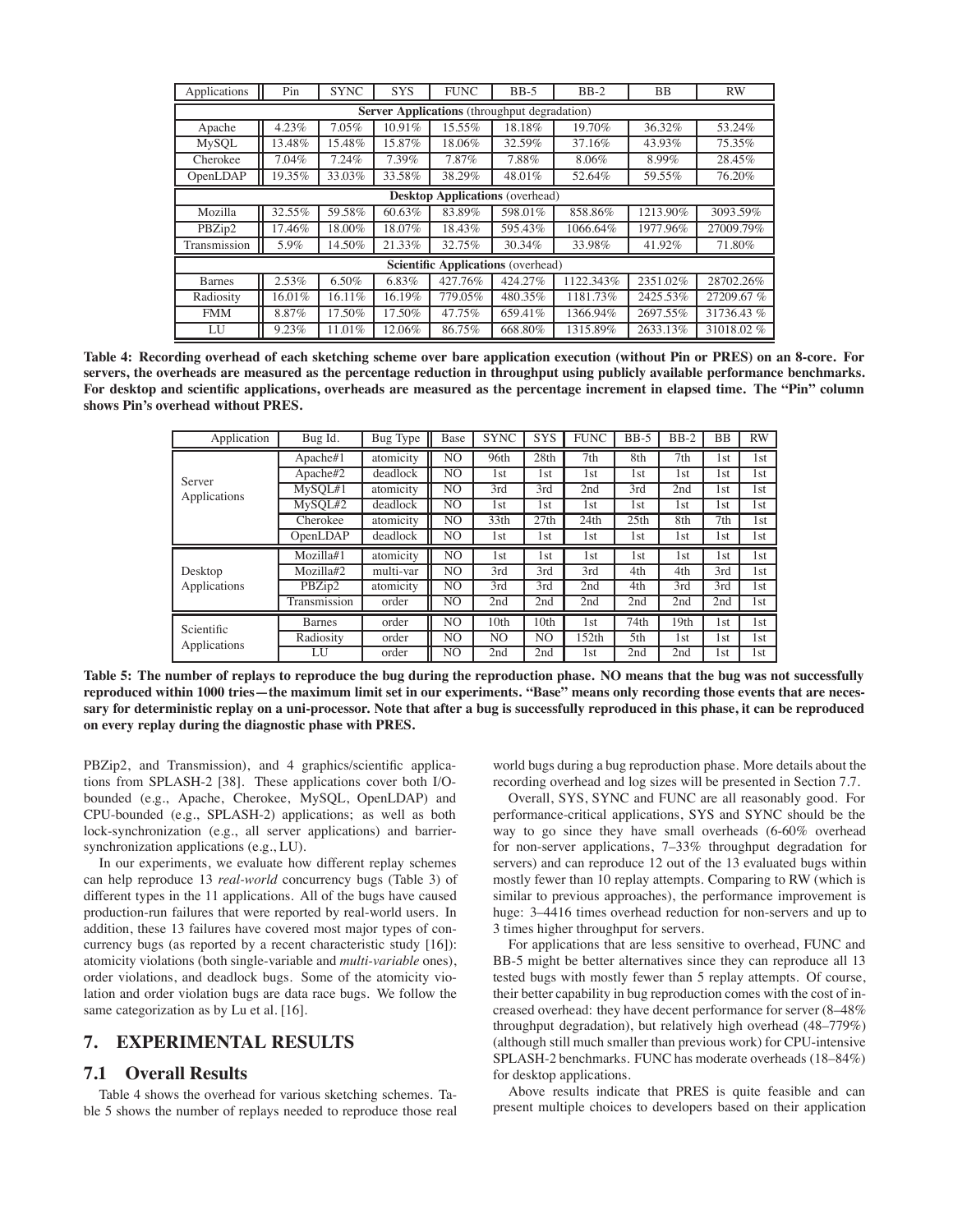| Applications | Pin | SYNC | SYS | FUNC | BB-5 | BB-2 | BB | RW |
|---|---|---|---|---|---|---|---|---|
| **Server Applications** (throughput degradation) | | | | | | | | |
| Apache | 4.23% | 7.05% | 10.91% | 15.55% | 18.18% | 19.70% | 36.32% | 53.24% |
| MySQL | 13.48% | 15.48% | 15.87% | 18.06% | 32.59% | 37.16% | 43.93% | 75.35% |
| Cherokee | 7.04% | 7.24% | 7.39% | 7.87% | 7.88% | 8.06% | 8.99% | 28.45% |
| OpenLDAP | 19.35% | 33.03% | 33.58% | 38.29% | 48.01% | 52.64% | 59.55% | 76.20% |
| **Desktop Applications** (overhead) | | | | | | | | |
| Mozilla | 32.55% | 59.58% | 60.63% | 83.89% | 598.01% | 858.86% | 1213.90% | 3093.59% |
| PBZip2 | 17.46% | 18.00% | 18.07% | 18.43% | 595.43% | 1066.64% | 1977.96% | 27009.79% |
| Transmission | 5.9% | 14.50% | 21.33% | 32.75% | 30.34% | 33.98% | 41.92% | 71.80% |
| **Scientific Applications** (overhead) | | | | | | | | |
| Barnes | 2.53% | 6.50% | 6.83% | 427.76% | 424.27% | 1122.343% | 2351.02% | 28702.26% |
| Radiosity | 16.01% | 16.11% | 16.19% | 779.05% | 480.35% | 1181.73% | 2425.53% | 27209.67 % |
| FMM | 8.87% | 17.50% | 17.50% | 47.75% | 659.41% | 1366.94% | 2697.55% | 31736.43 % |
| LU | 9.23% | 11.01% | 12.06% | 86.75% | 668.80% | 1315.89% | 2633.13% | 31018.02 % |

**Table 4: Recording overhead of each sketching scheme over bare application execution (without Pin or PRES) on an 8-core. For servers, the overheads are measured as the percentage reduction in throughput using publicly available performance benchmarks. For desktop and scientific applications, overheads are measured as the percentage increment in elapsed time. The "Pin" column shows Pin's overhead without PRES.**

| Application | Bug Id. | Bug Type | Base | SYNC | SYS | FUNC | BB-5 | BB-2 | BB | RW |
|---|---|---|---|---|---|---|---|---|---|---|
| Server Applications | Apache#1 | atomicity | NO | 96th | 28th | 7th | 8th | 7th | 1st | 1st |
| | Apache#2 | deadlock | NO | 1st | 1st | 1st | 1st | 1st | 1st | 1st |
| | MySQL#1 | atomicity | NO | 3rd | 3rd | 2nd | 3rd | 2nd | 1st | 1st |
| | MySQL#2 | deadlock | NO | 1st | 1st | 1st | 1st | 1st | 1st | 1st |
| | Cherokee | atomicity | NO | 33th | 27th | 24th | 25th | 8th | 7th | 1st |
| | OpenLDAP | deadlock | NO | 1st | 1st | 1st | 1st | 1st | 1st | 1st |
| Desktop Applications | Mozilla#1 | atomicity | NO | 1st | 1st | 1st | 1st | 1st | 1st | 1st |
| | Mozilla#2 | multi-var | NO | 3rd | 3rd | 3rd | 4th | 4th | 3rd | 1st |
| | PBZip2 | atomicity | NO | 3rd | 3rd | 2nd | 4th | 3rd | 3rd | 1st |
| | Transmission | order | NO | 2nd | 2nd | 2nd | 2nd | 2nd | 2nd | 1st |
| Scientific Applications | Barnes | order | NO | 10th | 10th | 1st | 74th | 19th | 1st | 1st |
| | Radiosity | order | NO | NO | NO | 152th | 5th | 1st | 1st | 1st |
| | LU | order | NO | 2nd | 2nd | 1st | 2nd | 2nd | 1st | 1st |

**Table 5: The number of replays to reproduce the bug during the reproduction phase. NO means that the bug was not successfully reproduced within 1000 tries—the maximum limit set in our experiments. "Base" means only recording those events that are necessary for deterministic replay on a uni-processor. Note that after a bug is successfully reproduced in this phase, it can be reproduced on every replay during the diagnostic phase with PRES.**

PBZip2, and Transmission), and 4 graphics/scientific applications from SPLASH-2 [38]. These applications cover both I/O-bounded (e.g., Apache, Cherokee, MySQL, OpenLDAP) and CPU-bounded (e.g., SPLASH-2) applications; as well as both lock-synchronization (e.g., all server applications) and barrier-synchronization applications (e.g., LU).

In our experiments, we evaluate how different replay schemes can help reproduce 13 *real-world* concurrency bugs (Table 3) of different types in the 11 applications. All of the bugs have caused production-run failures that were reported by real-world users. In addition, these 13 failures have covered most major types of concurrency bugs (as reported by a recent characteristic study [16]): atomicity violations (both single-variable and *multi-variable* ones), order violations, and deadlock bugs. Some of the atomicity violation and order violation bugs are data race bugs. We follow the same categorization as by Lu et al. [16].

## 7. EXPERIMENTAL RESULTS

### 7.1 Overall Results

Table 4 shows the overhead for various sketching schemes. Table 5 shows the number of replays needed to reproduce those real world bugs during a bug reproduction phase. More details about the recording overhead and log sizes will be presented in Section 7.7.

Overall, SYS, SYNC and FUNC are all reasonably good. For performance-critical applications, SYS and SYNC should be the way to go since they have small overheads (6-60% overhead for non-server applications, 7–33% throughput degradation for servers) and can reproduce 12 out of the 13 evaluated bugs within mostly fewer than 10 replay attempts. Comparing to RW (which is similar to previous approaches), the performance improvement is huge: 3–4416 times overhead reduction for non-servers and up to 3 times higher throughput for servers.

For applications that are less sensitive to overhead, FUNC and BB-5 might be better alternatives since they can reproduce all 13 tested bugs with mostly fewer than 5 replay attempts. Of course, their better capability in bug reproduction comes with the cost of increased overhead: they have decent performance for server (8–48% throughput degradation), but relatively high overhead (48–779%) (although still much smaller than previous work) for CPU-intensive SPLASH-2 benchmarks. FUNC has moderate overheads (18–84%) for desktop applications.

Above results indicate that PRES is quite feasible and can present multiple choices to developers based on their application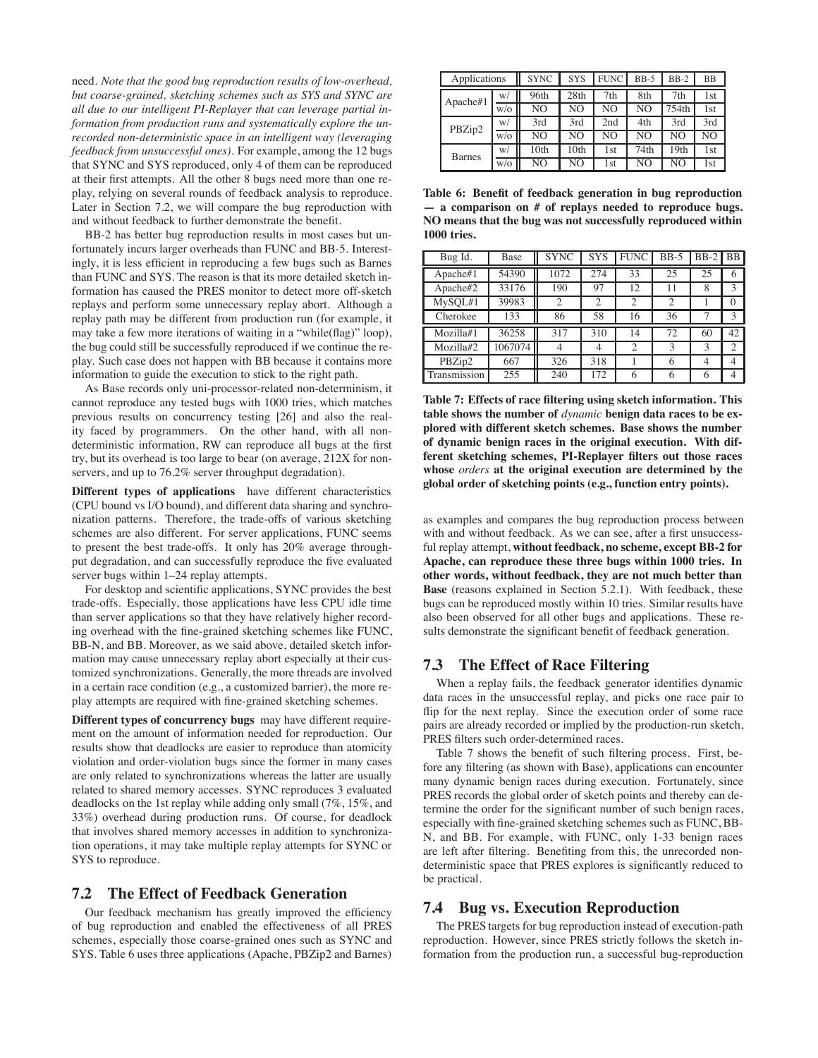need. *Note that the good bug reproduction results of low-overhead, but coarse-grained, sketching schemes such as SYS and SYNC are all due to our intelligent PI-Replayer that can leverage partial information from production runs and systematically explore the unrecorded non-deterministic space in an intelligent way (leveraging feedback from unsuccessful ones).* For example, among the 12 bugs that SYNC and SYS reproduced, only 4 of them can be reproduced at their first attempts. All the other 8 bugs need more than one replay, relying on several rounds of feedback analysis to reproduce. Later in Section 7.2, we will compare the bug reproduction with and without feedback to further demonstrate the benefit.

BB-2 has better bug reproduction results in most cases but unfortunately incurs larger overheads than FUNC and BB-5. Interestingly, it is less efficient in reproducing a few bugs such as Barnes than FUNC and SYS. The reason is that its more detailed sketch information has caused the PRES monitor to detect more off-sketch replays and perform some unnecessary replay abort. Although a replay path may be different from production run (for example, it may take a few more iterations of waiting in a "while(flag)" loop), the bug could still be successfully reproduced if we continue the replay. Such case does not happen with BB because it contains more information to guide the execution to stick to the right path.

As Base records only uni-processor-related non-determinism, it cannot reproduce any tested bugs with 1000 tries, which matches previous results on concurrency testing [26] and also the reality faced by programmers. On the other hand, with all non-deterministic information, RW can reproduce all bugs at the first try, but its overhead is too large to bear (on average, 212X for non-servers, and up to 76.2% server throughput degradation).

**Different types of applications** have different characteristics (CPU bound vs I/O bound), and different data sharing and synchronization patterns. Therefore, the trade-offs of various sketching schemes are also different. For server applications, FUNC seems to present the best trade-offs. It only has 20% average throughput degradation, and can successfully reproduce the five evaluated server bugs within 1–24 replay attempts.

For desktop and scientific applications, SYNC provides the best trade-offs. Especially, those applications have less CPU idle time than server applications so that they have relatively higher recording overhead with the fine-grained sketching schemes like FUNC, BB-N, and BB. Moreover, as we said above, detailed sketch information may cause unnecessary replay abort especially at their customized synchronizations. Generally, the more threads are involved in a certain race condition (e.g., a customized barrier), the more replay attempts are required with fine-grained sketching schemes.

**Different types of concurrency bugs** may have different requirement on the amount of information needed for reproduction. Our results show that deadlocks are easier to reproduce than atomicity violation and order-violation bugs since the former in many cases are only related to synchronizations whereas the latter are usually related to shared memory accesses. SYNC reproduces 3 evaluated deadlocks on the 1st replay while adding only small (7%, 15%, and 33%) overhead during production runs. Of course, for deadlock that involves shared memory accesses in addition to synchronization operations, it may take multiple replay attempts for SYNC or SYS to reproduce.

## 7.2 The Effect of Feedback Generation

Our feedback mechanism has greatly improved the efficiency of bug reproduction and enabled the effectiveness of all PRES schemes, especially those coarse-grained ones such as SYNC and SYS. Table 6 uses three applications (Apache, PBZip2 and Barnes) as examples and compares the bug reproduction process between with and without feedback. As we can see, after a first unsuccessful replay attempt, **without feedback, no scheme, except BB-2 for Apache, can reproduce these three bugs within 1000 tries. In other words, without feedback, they are not much better than Base** (reasons explained in Section 5.2.1). With feedback, these bugs can be reproduced mostly within 10 tries. Similar results have also been observed for all other bugs and applications. These results demonstrate the significant benefit of feedback generation.

| Applications | | SYNC | SYS | FUNC | BB-5 | BB-2 | BB |
|---|---|---|---|---|---|---|---|
| Apache#1 | w/ | 96th | 28th | 7th | 8th | 7th | 1st |
| | w/o | NO | NO | NO | NO | 754th | 1st |
| PBZip2 | w/ | 3rd | 3rd | 2nd | 4th | 3rd | 3rd |
| | w/o | NO | NO | NO | NO | NO | NO |
| Barnes | w/ | 10th | 10th | 1st | 74th | 19th | 1st |
| | w/o | NO | NO | 1st | NO | NO | 1st |

**Table 6: Benefit of feedback generation in bug reproduction — a comparison on # of replays needed to reproduce bugs. NO means that the bug was not successfully reproduced within 1000 tries.**

| Bug Id. | Base | SYNC | SYS | FUNC | BB-5 | BB-2 | BB |
|---|---|---|---|---|---|---|---|
| Apache#1 | 54390 | 1072 | 274 | 33 | 25 | 25 | 6 |
| Apache#2 | 33176 | 190 | 97 | 12 | 11 | 8 | 3 |
| MySQL#1 | 39983 | 2 | 2 | 2 | 2 | 1 | 0 |
| Cherokee | 133 | 86 | 58 | 16 | 36 | 7 | 3 |
| Mozilla#1 | 36258 | 317 | 310 | 14 | 72 | 60 | 42 |
| Mozilla#2 | 1067074 | 4 | 4 | 2 | 3 | 3 | 2 |
| PBZip2 | 667 | 326 | 318 | 1 | 6 | 4 | 4 |
| Transmission | 255 | 240 | 172 | 6 | 6 | 6 | 4 |

**Table 7: Effects of race filtering using sketch information. This table shows the number of *dynamic* benign data races to be explored with different sketch schemes. Base shows the number of dynamic benign races in the original execution. With different sketching schemes, PI-Replayer filters out those races whose *orders* at the original execution are determined by the global order of sketching points (e.g., function entry points).**

## 7.3 The Effect of Race Filtering

When a replay fails, the feedback generator identifies dynamic data races in the unsuccessful replay, and picks one race pair to flip for the next replay. Since the execution order of some race pairs are already recorded or implied by the production-run sketch, PRES filters such order-determined races.

Table 7 shows the benefit of such filtering process. First, before any filtering (as shown with Base), applications can encounter many dynamic benign races during execution. Fortunately, since PRES records the global order of sketch points and thereby can determine the order for the significant number of such benign races, especially with fine-grained sketching schemes such as FUNC, BB-N, and BB. For example, with FUNC, only 1-33 benign races are left after filtering. Benefiting from this, the unrecorded non-deterministic space that PRES explores is significantly reduced to be practical.

## 7.4 Bug vs. Execution Reproduction

The PRES targets for bug reproduction instead of execution-path reproduction. However, since PRES strictly follows the sketch information from the production run, a successful bug-reproduction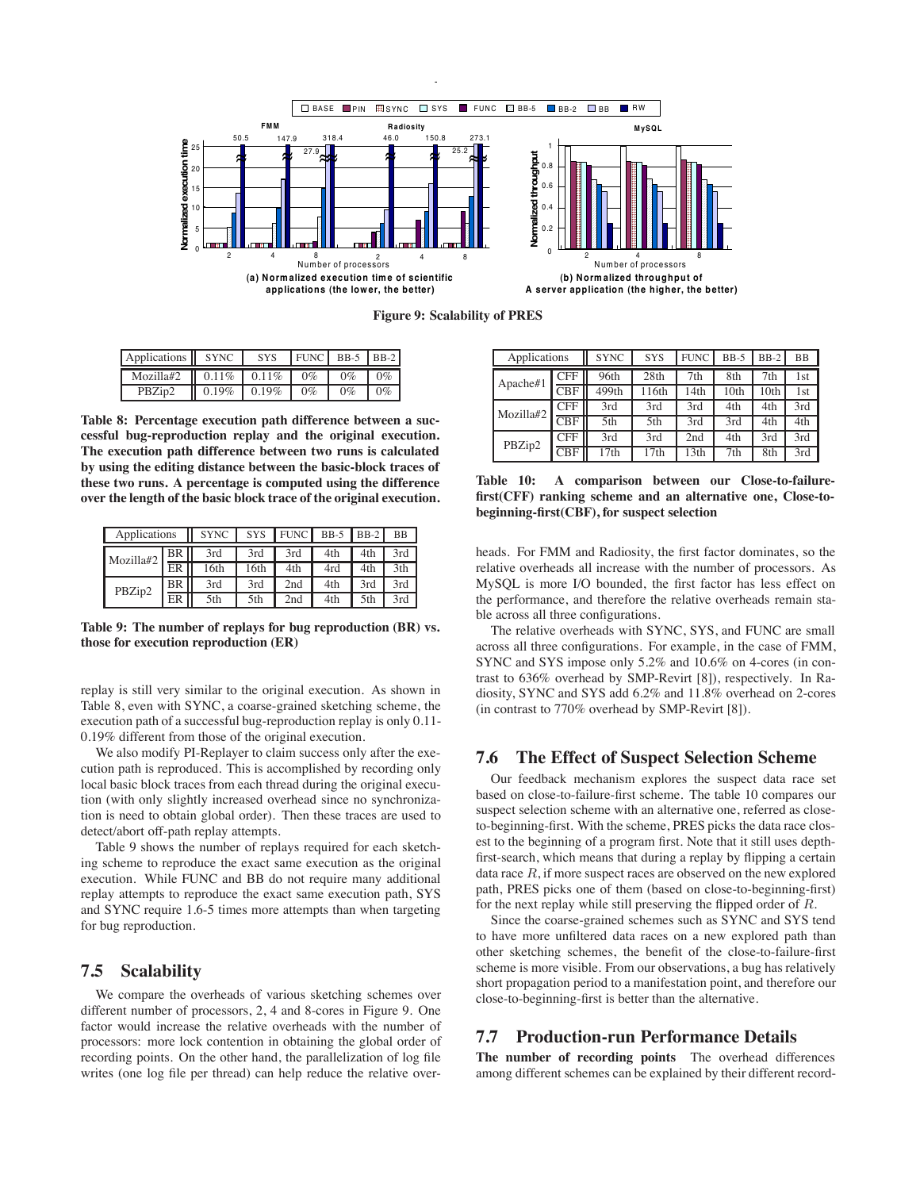Figure 9: Scalability of PRES

| Applications | SYNC | SYS | FUNC | BB-5 | BB-2 |
|---|---|---|---|---|---|
| Mozilla#2 | 0.11% | 0.11% | 0% | 0% | 0% |
| PBZip2 | 0.19% | 0.19% | 0% | 0% | 0% |

**Table 8: Percentage execution path difference between a successful bug-reproduction replay and the original execution. The execution path difference between two runs is calculated by using the editing distance between the basic-block traces of these two runs. A percentage is computed using the difference over the length of the basic block trace of the original execution.**

| Applications | | SYNC | SYS | FUNC | BB-5 | BB-2 | BB |
|---|---|---|---|---|---|---|---|
| Mozilla#2 | BR | 3rd | 3rd | 3rd | 4th | 4th | 3rd |
| | ER | 16th | 16th | 4th | 4rd | 4th | 3th |
| PBZip2 | BR | 3rd | 3rd | 2nd | 4th | 3rd | 3rd |
| | ER | 5th | 5th | 2nd | 4th | 5th | 3rd |

**Table 9: The number of replays for bug reproduction (BR) vs. those for execution reproduction (ER)**

replay is still very similar to the original execution. As shown in Table 8, even with SYNC, a coarse-grained sketching scheme, the execution path of a successful bug-reproduction replay is only 0.11-0.19% different from those of the original execution.

We also modify PI-Replayer to claim success only after the execution path is reproduced. This is accomplished by recording only local basic block traces from each thread during the original execution (with only slightly increased overhead since no synchronization is need to obtain global order). Then these traces are used to detect/abort off-path replay attempts.

Table 9 shows the number of replays required for each sketching scheme to reproduce the exact same execution as the original execution. While FUNC and BB do not require many additional replay attempts to reproduce the exact same execution path, SYS and SYNC require 1.6-5 times more attempts than when targeting for bug reproduction.

## 7.5 Scalability

We compare the overheads of various sketching schemes over different number of processors, 2, 4 and 8-cores in Figure 9. One factor would increase the relative overheads with the number of processors: more lock contention in obtaining the global order of recording points. On the other hand, the parallelization of log file writes (one log file per thread) can help reduce the relative overheads. For FMM and Radiosity, the first factor dominates, so the relative overheads all increase with the number of processors. As MySQL is more I/O bounded, the first factor has less effect on the performance, and therefore the relative overheads remain stable across all three configurations.

The relative overheads with SYNC, SYS, and FUNC are small across all three configurations. For example, in the case of FMM, SYNC and SYS impose only 5.2% and 10.6% on 4-cores (in contrast to 636% overhead by SMP-Revirt [8]), respectively. In Radiosity, SYNC and SYS add 6.2% and 11.8% overhead on 2-cores (in contrast to 770% overhead by SMP-Revirt [8]).

| Applications | | SYNC | SYS | FUNC | BB-5 | BB-2 | BB |
|---|---|---|---|---|---|---|---|
| Apache#1 | CFF | 96th | 28th | 7th | 8th | 7th | 1st |
| | CBF | 499th | 116th | 14th | 10th | 10th | 1st |
| Mozilla#2 | CFF | 3rd | 3rd | 3rd | 4th | 4th | 3rd |
| | CBF | 5th | 5th | 3rd | 3rd | 4th | 4th |
| PBZip2 | CFF | 3rd | 3rd | 2nd | 4th | 3rd | 3rd |
| | CBF | 17th | 17th | 13th | 7th | 8th | 3rd |

**Table 10: A comparison between our Close-to-failure-first(CFF) ranking scheme and an alternative one, Close-to-beginning-first(CBF), for suspect selection**

## 7.6 The Effect of Suspect Selection Scheme

Our feedback mechanism explores the suspect data race set based on close-to-failure-first scheme. The table 10 compares our suspect selection scheme with an alternative one, referred as close-to-beginning-first. With the scheme, PRES picks the data race closest to the beginning of a program first. Note that it still uses depth-first-search, which means that during a replay by flipping a certain data race $R$, if more suspect races are observed on the new explored path, PRES picks one of them (based on close-to-beginning-first) for the next replay while still preserving the flipped order of $R$.

Since the coarse-grained schemes such as SYNC and SYS tend to have more unfiltered data races on a new explored path than other sketching schemes, the benefit of the close-to-failure-first scheme is more visible. From our observations, a bug has relatively short propagation period to a manifestation point, and therefore our close-to-beginning-first is better than the alternative.

## 7.7 Production-run Performance Details

**The number of recording points** The overhead differences among different schemes can be explained by their different record-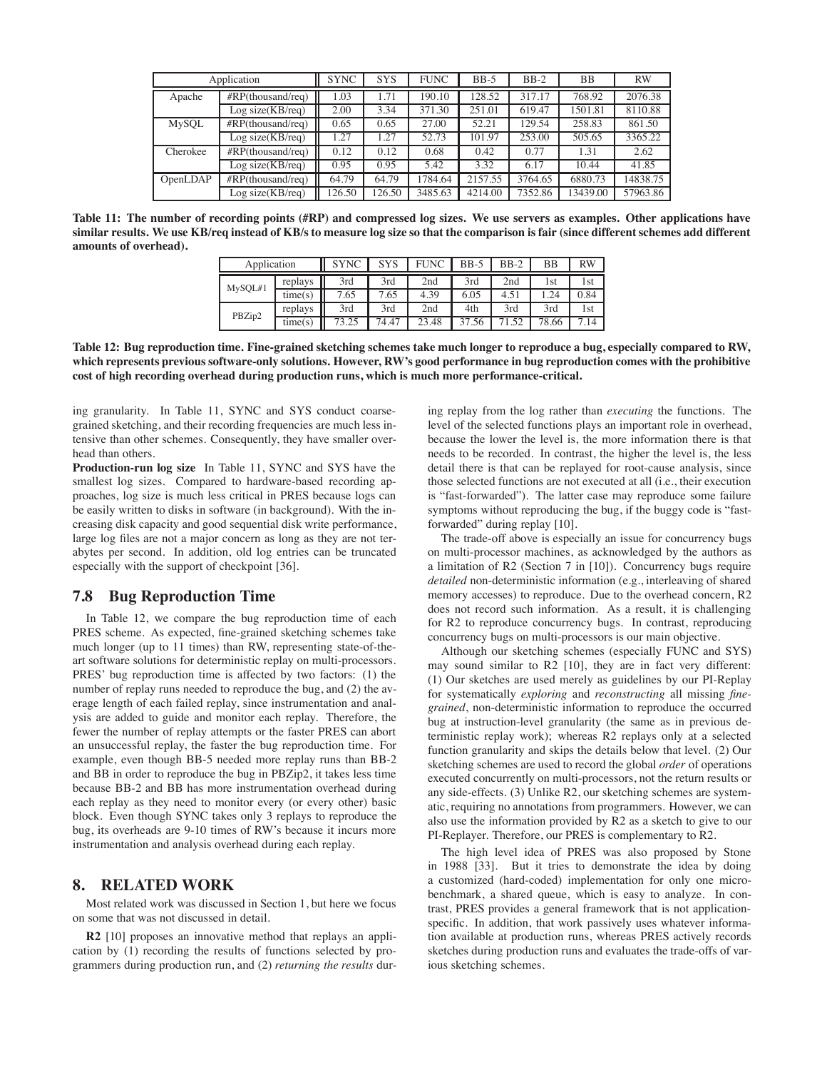| Application | | SYNC | SYS | FUNC | BB-5 | BB-2 | BB | RW |
|---|---|---|---|---|---|---|---|---|
| Apache | #RP(thousand/req) | 1.03 | 1.71 | 190.10 | 128.52 | 317.17 | 768.92 | 2076.38 |
| | Log size(KB/req) | 2.00 | 3.34 | 371.30 | 251.01 | 619.47 | 1501.81 | 8110.88 |
| MySQL | #RP(thousand/req) | 0.65 | 0.65 | 27.00 | 52.21 | 129.54 | 258.83 | 861.50 |
| | Log size(KB/req) | 1.27 | 1.27 | 52.73 | 101.97 | 253.00 | 505.65 | 3365.22 |
| Cherokee | #RP(thousand/req) | 0.12 | 0.12 | 0.68 | 0.42 | 0.77 | 1.31 | 2.62 |
| | Log size(KB/req) | 0.95 | 0.95 | 5.42 | 3.32 | 6.17 | 10.44 | 41.85 |
| OpenLDAP | #RP(thousand/req) | 64.79 | 64.79 | 1784.64 | 2157.55 | 3764.65 | 6880.73 | 14838.75 |
| | Log size(KB/req) | 126.50 | 126.50 | 3485.63 | 4214.00 | 7352.86 | 13439.00 | 57963.86 |

**Table 11: The number of recording points (#RP) and compressed log sizes. We use servers as examples. Other applications have similar results. We use KB/req instead of KB/s to measure log size so that the comparison is fair (since different schemes add different amounts of overhead).**

| Application | | SYNC | SYS | FUNC | BB-5 | BB-2 | BB | RW |
|---|---|---|---|---|---|---|---|---|
| MySQL#1 | replays | 3rd | 3rd | 2nd | 3rd | 2nd | 1st | 1st |
| | time(s) | 7.65 | 7.65 | 4.39 | 6.05 | 4.51 | 1.24 | 0.84 |
| PBZip2 | replays | 3rd | 3rd | 2nd | 4th | 3rd | 3rd | 1st |
| | time(s) | 73.25 | 74.47 | 23.48 | 37.56 | 71.52 | 78.66 | 7.14 |

**Table 12: Bug reproduction time. Fine-grained sketching schemes take much longer to reproduce a bug, especially compared to RW, which represents previous software-only solutions. However, RW's good performance in bug reproduction comes with the prohibitive cost of high recording overhead during production runs, which is much more performance-critical.**

ing granularity. In Table 11, SYNC and SYS conduct coarse-grained sketching, and their recording frequencies are much less intensive than other schemes. Consequently, they have smaller overhead than others.

**Production-run log size** In Table 11, SYNC and SYS have the smallest log sizes. Compared to hardware-based recording approaches, log size is much less critical in PRES because logs can be easily written to disks in software (in background). With the increasing disk capacity and good sequential disk write performance, large log files are not a major concern as long as they are not terabytes per second. In addition, old log entries can be truncated especially with the support of checkpoint [36].

## 7.8 Bug Reproduction Time

In Table 12, we compare the bug reproduction time of each PRES scheme. As expected, fine-grained sketching schemes take much longer (up to 11 times) than RW, representing state-of-the-art software solutions for deterministic replay on multi-processors. PRES' bug reproduction time is affected by two factors: (1) the number of replay runs needed to reproduce the bug, and (2) the average length of each failed replay, since instrumentation and analysis are added to guide and monitor each replay. Therefore, the fewer the number of replay attempts or the faster PRES can abort an unsuccessful replay, the faster the bug reproduction time. For example, even though BB-5 needed more replay runs than BB-2 and BB in order to reproduce the bug in PBZip2, it takes less time because BB-2 and BB has more instrumentation overhead during each replay as they need to monitor every (or every other) basic block. Even though SYNC takes only 3 replays to reproduce the bug, its overheads are 9-10 times of RW's because it incurs more instrumentation and analysis overhead during each replay.

# 8. RELATED WORK

Most related work was discussed in Section 1, but here we focus on some that was not discussed in detail.

**R2** [10] proposes an innovative method that replays an application by (1) recording the results of functions selected by programmers during production run, and (2) *returning the results* during replay from the log rather than *executing* the functions. The level of the selected functions plays an important role in overhead, because the lower the level is, the more information there is that needs to be recorded. In contrast, the higher the level is, the less detail there is that can be replayed for root-cause analysis, since those selected functions are not executed at all (i.e., their execution is "fast-forwarded"). The latter case may reproduce some failure symptoms without reproducing the bug, if the buggy code is "fast-forwarded" during replay [10].

The trade-off above is especially an issue for concurrency bugs on multi-processor machines, as acknowledged by the authors as a limitation of R2 (Section 7 in [10]). Concurrency bugs require *detailed* non-deterministic information (e.g., interleaving of shared memory accesses) to reproduce. Due to the overhead concern, R2 does not record such information. As a result, it is challenging for R2 to reproduce concurrency bugs. In contrast, reproducing concurrency bugs on multi-processors is our main objective.

Although our sketching schemes (especially FUNC and SYS) may sound similar to R2 [10], they are in fact very different: (1) Our sketches are used merely as guidelines by our PI-Replay for systematically *exploring* and *reconstructing* all missing *fine-grained*, non-deterministic information to reproduce the occurred bug at instruction-level granularity (the same as in previous deterministic replay work); whereas R2 replays only at a selected function granularity and skips the details below that level. (2) Our sketching schemes are used to record the global *order* of operations executed concurrently on multi-processors, not the return results or any side-effects. (3) Unlike R2, our sketching schemes are systematic, requiring no annotations from programmers. However, we can also use the information provided by R2 as a sketch to give to our PI-Replayer. Therefore, our PRES is complementary to R2.

The high level idea of PRES was also proposed by Stone in 1988 [33]. But it tries to demonstrate the idea by doing a customized (hard-coded) implementation for only one micro-benchmark, a shared queue, which is easy to analyze. In contrast, PRES provides a general framework that is not application-specific. In addition, that work passively uses whatever information available at production runs, whereas PRES actively records sketches during production runs and evaluates the trade-offs of various sketching schemes.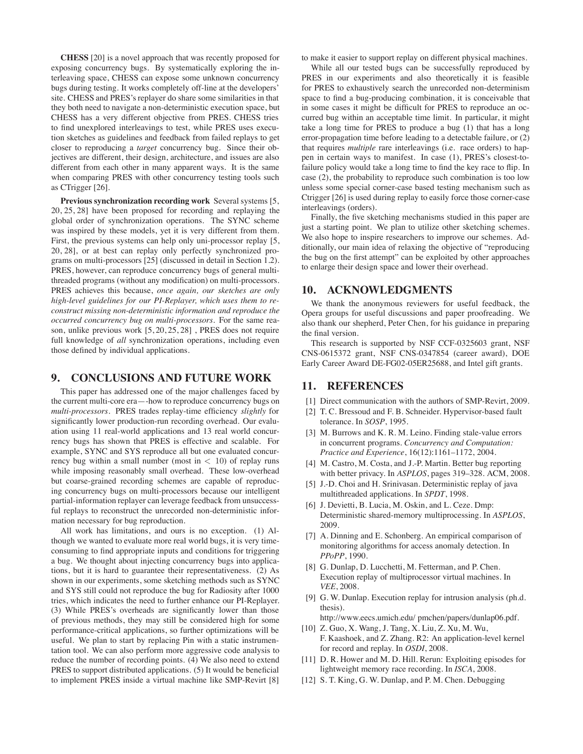**CHESS** [20] is a novel approach that was recently proposed for exposing concurrency bugs. By systematically exploring the interleaving space, CHESS can expose some unknown concurrency bugs during testing. It works completely off-line at the developers' site. CHESS and PRES's replayer do share some similarities in that they both need to navigate a non-deterministic execution space, but CHESS has a very different objective from PRES. CHESS tries to find unexplored interleavings to test, while PRES uses execution sketches as guidelines and feedback from failed replays to get closer to reproducing a *target* concurrency bug. Since their objectives are different, their design, architecture, and issues are also different from each other in many apparent ways. It is the same when comparing PRES with other concurrency testing tools such as CTrigger [26].

**Previous synchronization recording work** Several systems [5, 20, 25, 28] have been proposed for recording and replaying the global order of synchronization operations. The SYNC scheme was inspired by these models, yet it is very different from them. First, the previous systems can help only uni-processor replay [5, 20, 28], or at best can replay only perfectly synchronized programs on multi-processors [25] (discussed in detail in Section 1.2). PRES, however, can reproduce concurrency bugs of general multi-threaded programs (without any modification) on multi-processors. PRES achieves this because, *once again, our sketches are only high-level guidelines for our PI-Replayer, which uses them to reconstruct missing non-deterministic information and reproduce the occurred concurrency bug on multi-processors*. For the same reason, unlike previous work [5, 20, 25, 28] , PRES does not require full knowledge of *all* synchronization operations, including even those defined by individual applications.

## 9. CONCLUSIONS AND FUTURE WORK

This paper has addressed one of the major challenges faced by the current multi-core era—-how to reproduce concurrency bugs on *multi-processors*. PRES trades replay-time efficiency *slightly* for significantly lower production-run recording overhead. Our evaluation using 11 real-world applications and 13 real world concurrency bugs has shown that PRES is effective and scalable. For example, SYNC and SYS reproduce all but one evaluated concurrency bug within a small number (most in $< 10$) of replay runs while imposing reasonably small overhead. These low-overhead but coarse-grained recording schemes are capable of reproducing concurrency bugs on multi-processors because our intelligent partial-information replayer can leverage feedback from unsuccessful replays to reconstruct the unrecorded non-deterministic information necessary for bug reproduction.

All work has limitations, and ours is no exception. (1) Although we wanted to evaluate more real world bugs, it is very time-consuming to find appropriate inputs and conditions for triggering a bug. We thought about injecting concurrency bugs into applications, but it is hard to guarantee their representativeness. (2) As shown in our experiments, some sketching methods such as SYNC and SYS still could not reproduce the bug for Radiosity after 1000 tries, which indicates the need to further enhance our PI-Replayer. (3) While PRES's overheads are significantly lower than those of previous methods, they may still be considered high for some performance-critical applications, so further optimizations will be useful. We plan to start by replacing Pin with a static instrumentation tool. We can also perform more aggressive code analysis to reduce the number of recording points. (4) We also need to extend PRES to support distributed applications. (5) It would be beneficial to implement PRES inside a virtual machine like SMP-Revirt [8] to make it easier to support replay on different physical machines.

While all our tested bugs can be successfully reproduced by PRES in our experiments and also theoretically it is feasible for PRES to exhaustively search the unrecorded non-determinism space to find a bug-producing combination, it is conceivable that in some cases it might be difficult for PRES to reproduce an occurred bug within an acceptable time limit. In particular, it might take a long time for PRES to produce a bug (1) that has a long error-propagation time before leading to a detectable failure, or (2) that requires *multiple* rare interleavings (i.e. race orders) to happen in certain ways to manifest. In case (1), PRES's closest-to-failure policy would take a long time to find the key race to flip. In case (2), the probability to reproduce such combination is too low unless some special corner-case based testing mechanism such as Ctrigger [26] is used during replay to easily force those corner-case interleavings (orders).

Finally, the five sketching mechanisms studied in this paper are just a starting point. We plan to utilize other sketching schemes. We also hope to inspire researchers to improve our schemes. Additionally, our main idea of relaxing the objective of "reproducing the bug on the first attempt" can be exploited by other approaches to enlarge their design space and lower their overhead.

## 10. ACKNOWLEDGMENTS

We thank the anonymous reviewers for useful feedback, the Opera groups for useful discussions and paper proofreading. We also thank our shepherd, Peter Chen, for his guidance in preparing the final version.

This research is supported by NSF CCF-0325603 grant, NSF CNS-0615372 grant, NSF CNS-0347854 (career award), DOE Early Career Award DE-FG02-05ER25688, and Intel gift grants.

## 11. REFERENCES

[1] Direct communication with the authors of SMP-Revirt, 2009.

[2] T. C. Bressoud and F. B. Schneider. Hypervisor-based fault tolerance. In *SOSP*, 1995.

[3] M. Burrows and K. R. M. Leino. Finding stale-value errors in concurrent programs. *Concurrency and Computation: Practice and Experience*, 16(12):1161–1172, 2004.

[4] M. Castro, M. Costa, and J.-P. Martin. Better bug reporting with better privacy. In *ASPLOS*, pages 319–328. ACM, 2008.

[5] J.-D. Choi and H. Srinivasan. Deterministic replay of java multithreaded applications. In *SPDT*, 1998.

[6] J. Devietti, B. Lucia, M. Oskin, and L. Ceze. Dmp: Deterministic shared-memory multiprocessing. In *ASPLOS*, 2009.

[7] A. Dinning and E. Schonberg. An empirical comparison of monitoring algorithms for access anomaly detection. In *PPoPP*, 1990.

[8] G. Dunlap, D. Lucchetti, M. Fetterman, and P. Chen. Execution replay of multiprocessor virtual machines. In *VEE*, 2008.

[9] G. W. Dunlap. Execution replay for intrusion analysis (ph.d. thesis). http://www.eecs.umich.edu/ pmchen/papers/dunlap06.pdf.

[10] Z. Guo, X. Wang, J. Tang, X. Liu, Z. Xu, M. Wu, F. Kaashoek, and Z. Zhang. R2: An application-level kernel for record and replay. In *OSDI*, 2008.

[11] D. R. Hower and M. D. Hill. Rerun: Exploiting episodes for lightweight memory race recording. In *ISCA*, 2008.

[12] S. T. King, G. W. Dunlap, and P. M. Chen. Debugging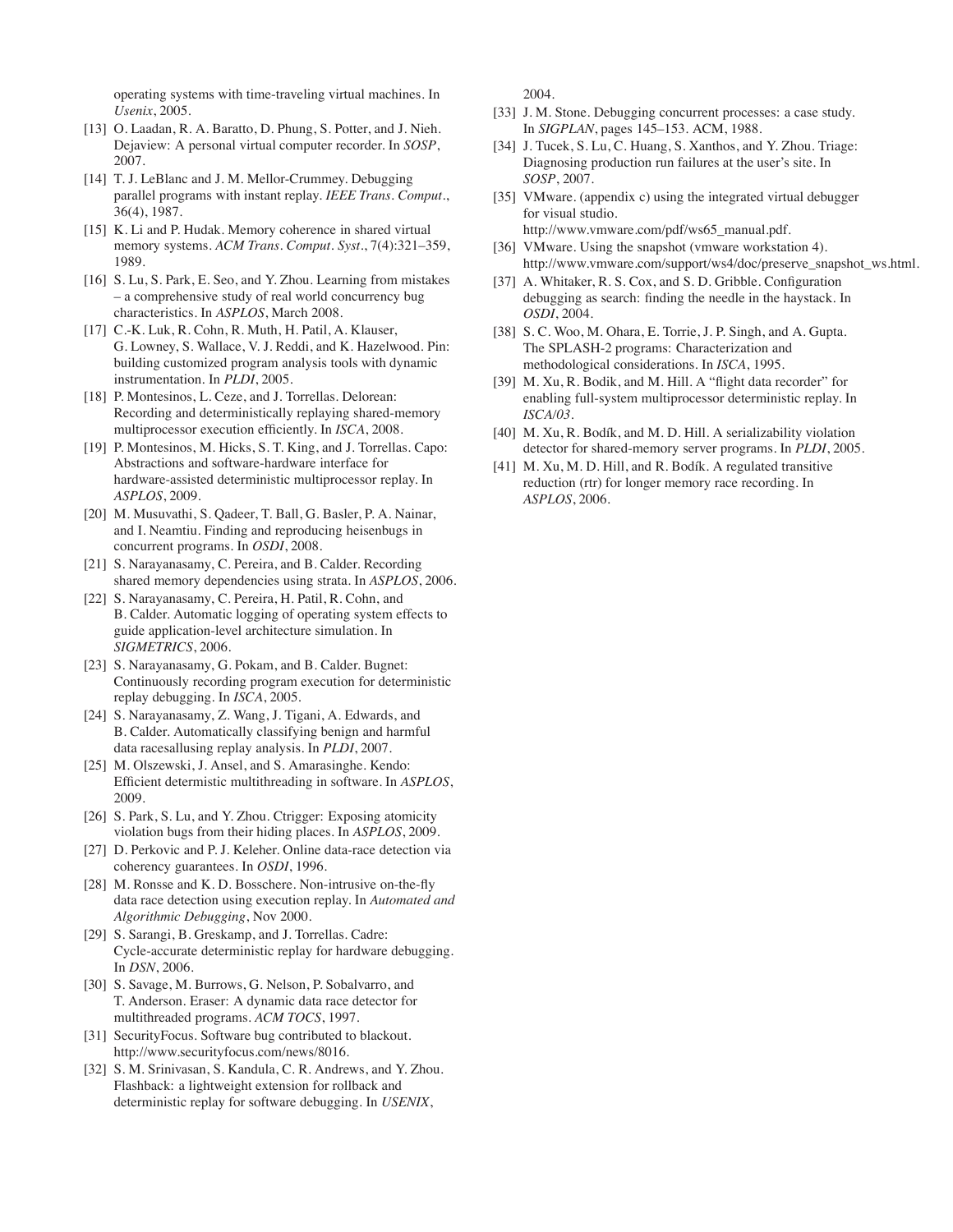operating systems with time-traveling virtual machines. In *Usenix*, 2005.

[13] O. Laadan, R. A. Baratto, D. Phung, S. Potter, and J. Nieh. Dejaview: A personal virtual computer recorder. In *SOSP*, 2007.

[14] T. J. LeBlanc and J. M. Mellor-Crummey. Debugging parallel programs with instant replay. *IEEE Trans. Comput.*, 36(4), 1987.

[15] K. Li and P. Hudak. Memory coherence in shared virtual memory systems. *ACM Trans. Comput. Syst.*, 7(4):321–359, 1989.

[16] S. Lu, S. Park, E. Seo, and Y. Zhou. Learning from mistakes – a comprehensive study of real world concurrency bug characteristics. In *ASPLOS*, March 2008.

[17] C.-K. Luk, R. Cohn, R. Muth, H. Patil, A. Klauser, G. Lowney, S. Wallace, V. J. Reddi, and K. Hazelwood. Pin: building customized program analysis tools with dynamic instrumentation. In *PLDI*, 2005.

[18] P. Montesinos, L. Ceze, and J. Torrellas. Delorean: Recording and deterministically replaying shared-memory multiprocessor execution efficiently. In *ISCA*, 2008.

[19] P. Montesinos, M. Hicks, S. T. King, and J. Torrellas. Capo: Abstractions and software-hardware interface for hardware-assisted deterministic multiprocessor replay. In *ASPLOS*, 2009.

[20] M. Musuvathi, S. Qadeer, T. Ball, G. Basler, P. A. Nainar, and I. Neamtiu. Finding and reproducing heisenbugs in concurrent programs. In *OSDI*, 2008.

[21] S. Narayanasamy, C. Pereira, and B. Calder. Recording shared memory dependencies using strata. In *ASPLOS*, 2006.

[22] S. Narayanasamy, C. Pereira, H. Patil, R. Cohn, and B. Calder. Automatic logging of operating system effects to guide application-level architecture simulation. In *SIGMETRICS*, 2006.

[23] S. Narayanasamy, G. Pokam, and B. Calder. Bugnet: Continuously recording program execution for deterministic replay debugging. In *ISCA*, 2005.

[24] S. Narayanasamy, Z. Wang, J. Tigani, A. Edwards, and B. Calder. Automatically classifying benign and harmful data racesallusing replay analysis. In *PLDI*, 2007.

[25] M. Olszewski, J. Ansel, and S. Amarasinghe. Kendo: Efficient determistic multithreading in software. In *ASPLOS*, 2009.

[26] S. Park, S. Lu, and Y. Zhou. Ctrigger: Exposing atomicity violation bugs from their hiding places. In *ASPLOS*, 2009.

[27] D. Perkovic and P. J. Keleher. Online data-race detection via coherency guarantees. In *OSDI*, 1996.

[28] M. Ronsse and K. D. Bosschere. Non-intrusive on-the-fly data race detection using execution replay. In *Automated and Algorithmic Debugging*, Nov 2000.

[29] S. Sarangi, B. Greskamp, and J. Torrellas. Cadre: Cycle-accurate deterministic replay for hardware debugging. In *DSN*, 2006.

[30] S. Savage, M. Burrows, G. Nelson, P. Sobalvarro, and T. Anderson. Eraser: A dynamic data race detector for multithreaded programs. *ACM TOCS*, 1997.

[31] SecurityFocus. Software bug contributed to blackout. http://www.securityfocus.com/news/8016.

[32] S. M. Srinivasan, S. Kandula, C. R. Andrews, and Y. Zhou. Flashback: a lightweight extension for rollback and deterministic replay for software debugging. In *USENIX*, 2004.

[33] J. M. Stone. Debugging concurrent processes: a case study. In *SIGPLAN*, pages 145–153. ACM, 1988.

[34] J. Tucek, S. Lu, C. Huang, S. Xanthos, and Y. Zhou. Triage: Diagnosing production run failures at the user's site. In *SOSP*, 2007.

[35] VMware. (appendix c) using the integrated virtual debugger for visual studio. http://www.vmware.com/pdf/ws65_manual.pdf.

[36] VMware. Using the snapshot (vmware workstation 4). http://www.vmware.com/support/ws4/doc/preserve_snapshot_ws.html.

[37] A. Whitaker, R. S. Cox, and S. D. Gribble. Configuration debugging as search: finding the needle in the haystack. In *OSDI*, 2004.

[38] S. C. Woo, M. Ohara, E. Torrie, J. P. Singh, and A. Gupta. The SPLASH-2 programs: Characterization and methodological considerations. In *ISCA*, 1995.

[39] M. Xu, R. Bodik, and M. Hill. A "flight data recorder" for enabling full-system multiprocessor deterministic replay. In *ISCA/03*.

[40] M. Xu, R. Bodík, and M. D. Hill. A serializability violation detector for shared-memory server programs. In *PLDI*, 2005.

[41] M. Xu, M. D. Hill, and R. Bodík. A regulated transitive reduction (rtr) for longer memory race recording. In *ASPLOS*, 2006.